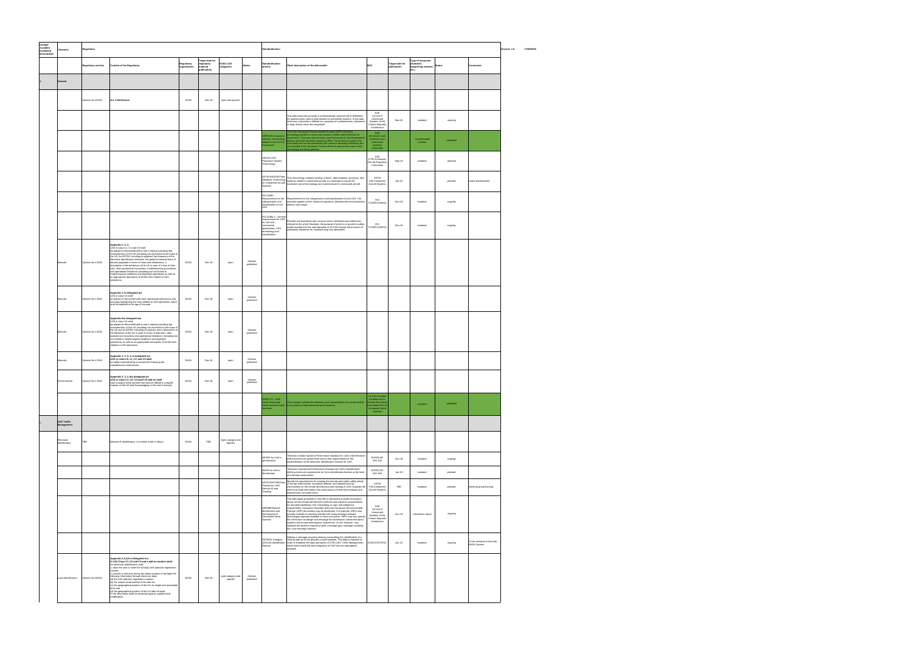Version: 1.0 17/02/2018

| Change (Loaded / Deleted / Amended) | Domains | Regulation | | | | | | Standardisation | | | | | | |
|---|---|---|---|---|---|---|---|---|---|---|---|---|---|---|
| | | Regulatory activity | Content of the Regulation | Regulatory organisation | Target date for regulatory material publication | EASA UAS categories | Status | Standardisation activity | Short description of the deliverable | SDO | Target date for publication | Type of document (standard, supporting material etc.) | Status | Comments |
| 1 | General | | | | | | | | | | | | | |
| | | Opinion No.3/2018 | Art. 2 Definitions | EASA | Dec 18 | open and specific | | | | | | | | |
| | | | | | | | | | This data dictionary provides a mathematically coherent set of definitions for quantity types used in data models for unmanned systems. In this data dictionary, a quantity is defined as a property of a phenomenon, substance, or body whose value has magnitude. | SAE AS-4UCS Unmanned Systems (UAS) Control Segment Architecture | Mar 18 | standard | ongoing | |
| | | | | | | | | ARP6128 Unmanned Systems Terminology Based on the ALFUS Framework | This SAE Aerospace Recommended Practice (ARP) describes terminology specific to unmanned systems (UMSs) and definitions for those terms. It focuses only on terms used exclusively for the development, testing, and other activities regarding UMSs. Terms that are used in the community but can be understood with common dictionary definitions are not included in this document. Further efforts to expand the scope of the terminology are being planned. | SAE AS-4JAUS Joint Architecture for Unmanned Systems Committee | | recommended practice | published | |
| | | | | | | | | AS6xxx UAS Propulsion System Terminology | | SAE E-39 Unmanned Aircraft Propulsion Committee | May 19 | standard | planned | |
| | | | | | | | | ASTM WK62416 New Standard Terminology for Unmanned Aircraft Systems | This terminology contains a listing of terms, abbreviations, acronyms, and symbols related to unmanned aircraft. It is intended to ensure the consistent use of terminology and nomenclature for unmanned aircraft. | ASTM F38 Unmanned Aircraft Systems | Jan 19 | | planned | Under development |
| | | | | | | | | ISO 21895 - Requirements for the categorization and classification of civil UAS | Requirements for the categorization and classification of civil UAS. The standard applies to their industrial regulation, development and production, delivery and usage. | ISO TC20/SC16/WG1 | Dec 18 | standard | ongoing | |
| | | | | | | | | ISO 21384-1 - General requirements for UAS for civil and commercial applications, UAS terminology and classification | Provides the foundation and common terms, definitions and references relevant to the whole Standard, the purpose of which is to provide a safety quality standard for the safe operation of all UAS through the provision of synergistic standards for manufacturing and operations. | ISO TC20/SC16/WG1 | Dec 18 | standard | ongoing | |
| | Manuals | Opinion No.1/2018 | **Appendix 2, 3, 4,** UAS in class C1, C2 and C3 shall be placed on the market with a user's manual providing the characteristics of the UA (including but not limited to the mass of the UA, the MTOM, including its payload, the frequency of the electronic identification emission, the general characteristics of allowed payloads in terms of mass and dimensions, a description of the behaviour of the UA in case of a loss of data link), clear operational instructions, troubleshooting procedures, and operational limitations (including but not limited to meteorological conditions and day/night operations) as well as an appropriate description of all the risks related to UAS operations; | EASA | Dec 18 | open | Opinion published | | | | | | | |
| | Manuals | Opinion No.1/2018 | **Appendix 1 to delegated act** UAS in class C0 shall be placed on the market with clear operational instructions and warnings highlighting the risks related to UAS operations, which shall be adapted to the age of the user. | EASA | Dec 18 | open | Opinion published | | | | | | | |
| | Manuals | Opinion No.1/2018 | **Appendix 5to delegated act** UAS in class C4 shall: be placed on the market with a user's manual providing the characteristics of the UA (including but not limited to the mass of the UA and its MTOM, including its payload, and a description of the behaviour of the UA in case of a loss of data link), clear operational instructions and operational limitations (including but not limited to meteorological conditions and day/night operations) as well as an appropriate description of all the risks related to UAS operations; | EASA | Dec 18 | open | Opinion published | | | | | | | |
| | Manuals | Opinion No.1/2018 | **Appendix 1, 2, 3, 4, to delegated act UAS in class C0, c1, C2, and C3 shall** be safely controllable by a remote pilot following the manufacturer's instructions | EASA | Dec 18 | open | Opinion published | | | | | | | |
| | Serial number | Opinion No.1/2018 | **Appendix 2, 3, 4, 5to delegated act UAS in class C1, C2, C3 and D ID add on shall** have a unique serial number that must be affixed in a legible manner on the UA and the packaging or the user's manual; | EASA | Dec 18 | open | Opinion published | | | | | | | |
| | | | | | | | | ANSI/CTA - 2063 Small Unmanned Aerial Systems Serial Numbers | This standard outlines the elements and characteristics of a serial number to be used by small unmanned aerial systems. | CTA R6 Portable Handheld and In-Vehicle Electronics Committee WG 23 Unmanned Aerial Systems | | standard | published | |
| 2 | UAS Traffic Management | | | | | | | | | | | | | |
| | Electronic identification | TBD | Network E-identification: it is linked to the U-Space | EASA | TBD | Open category and Specific | | | | | | | | |
| | | | | | | | | MASPS for UAS e-identification | "Minimum Aviation Systems Performance Standard for UAS e-Identification" defining minimum system level end-to-end requirements for the implementation of the electronic identification function for UAS. | EUROCAE WG-105 | Nov 18 | standard | ongoing | |
| | | | | | | | | MOPS for UAS e-identification | "Minimum Operational Performance Standard for UAS e-Identification" defining minimum requirements for the e-identification function at the level of individual components. | EUROCAE WG-105 | Jan 19 | standard | planned | |
| | | | | | | | | ASTM WK27055 New Practice for UAS Remote ID and Tracking | Identify the requirements for meeting the security and public safety needs of the law enforcement, homeland defense, and national security communities for the remote identification and tracking of UAS. Evaluate the need to provide information that could assist in threat discrimination and determination of hostile intent. | ASTM F38 Unmanned Aircraft Systems | TBD | standard | planned | Working group forming |
| | | | | | | | | AIR6388 Remote Identification and Interrogation of Unmanned Aerial Systems | The information presented in this AIR is intended to provide information about current remote identification methods and practical considerations for remotely identifying UAS. Depending on rigor and adherence requirements, Aerospace Standard (AS) and Aerospace Recommended Practice (ARP) documents may be developed. For example, ARPs may provide methods to remotely identify UAS using existing hardware technologies typically available to most consumers. ARPs may also specify the information exchange and message format between unmanned aerial systems and remote interrogation instruments. An AS, however, may highlight the wireless frequency band, message type, message encoding bits, and message contents. | SAE AS-4UCS Unmanned Systems (UAS) Control Segment Architecture | Dec 18 | information report | ongoing | |
| | | | | | | | | ASTERIX Category 129 UAS Identification Reports | Defines a message structure allowing transmitting the identification of a UAS as well as its the aircraft's current position. This data is required in order to establish the basic principles of UTM (UAS Traffic Management) which shall enable the safe integration of UAS into non-segregated airspace. | EUROCONTROL | Apr 18 | standard | ongoing | To be reviewed in line with EASA Opinion |
| | Local identification | Opinion No.1/2018 | **Appendix 2,3,4,6 to Delegated Act A UAS Class C1, C2 and C3 and a add on module shall:** An electronic identification shall: 1. allow the user to insert the 10 digit UAS operator registration number; 2. provide in real time during the whole duration of the flight the following information through electronic data: (a) the UAS operator registration number; (b) the unique serial number of the add on; (c) the geographical position of the UA, its height and associated time; and (d) the geographical position of the UA take-off point; 3. the information shall be protected against unauthorised modification. | EASA | Dec 18 | open category and specific | Opinion published | | | | | | | |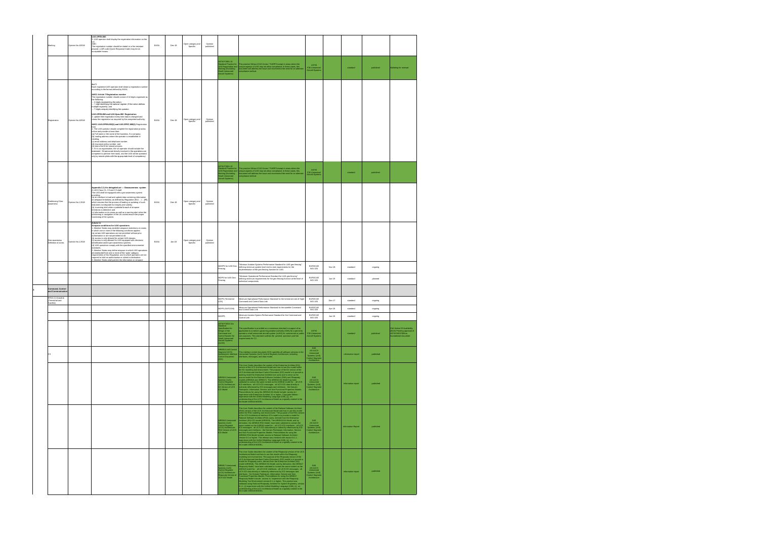| | | | | | | | | | | | | | | |
|---|---|---|---|---|---|---|---|---|---|---|---|---|---|---|
| | Marking | Opinion No.1/2018 | **UAS.OPEN.060** 3. UAS operator shall display the registration information on the UA. AMC: The registration number should be stated on a fire resistant placard. A QR code (Quick Response Code) may be an acceptable means. | EASA | Dec-18 | Open category and Specific | Opinion published | | | | | | | |
| | | | | | | | | ASTM F2851-10 Standard Practice for UAS Registration and Marking (Excluding Small Unmanned Aircraft Systems) | This practice follows ICAO Annex 7 SARPS except in areas where the unique aspects of UAS may not allow compliance. In these cases, this document will address the issue and recommend the need for an alternate compliance method. | ASTM F38 Unmanned Aircraft Systems | | standard | published | Balloting for revision |
| | Registration | Opinion No.1/2018 | **Art 7:** Each registered UAS operator shall obtain a registration number according to the format defined by EASA. **AMC1 Article 7 Registration number** The registration number should consist of 16 digits organised as the following: — 3 digits representing the nation; — 1 digit identifying the national register (if the nation defines multiple registers); and — 7 digits uniquely identifying the operator. **UAS.OPEN.060 and UAS.Spec.060 Registration** 2. update their registration every time data is changed and renew the registration as required by the competent authority. **AMC1 UAS.OPEN.060(2) and UAS.SPEC.060(1) Registration form** 1. The UAS operator should complete the registration process online and provide at least their: (a) Full name or the name of the business, if a company; (b) mailing address where the operator is established or residing; (c) email address and telephone number; (d) insurance policy number; and (e) date of birth for natural persons; 2. If it is an organisation, the UA operator should include the statement: 'All personnel directly involved in the operations are competent to perform their tasks, and the UAS will be operated only by remote pilots with the appropriate level of competency'. | EASA | Dec-18 | Open category and Specific | Opinion published | | | | | | | |
| | | | | | | | | ASTM F2851-10 Standard Practice for UAS Registration and Marking (Excluding Small Unmanned Aircraft Systems) | This practice follows ICAO Annex 7 SARPS except in areas where the unique aspects of UAS may not allow compliance. In these cases, this document will address the issue and recommend the need for an alternate compliance method. | ASTM F38 Unmanned Aircraft Systems | | standard | published | |
| | Geofencing/ Geo-awareness | Opinion No.1/2018 | **Appendix 2.1.4 to delegated act — Geoawareness system** A UAS Class C1, C2 and C3 shall: The UAS shall be equipped with a geo-awareness system providing: (a) an interface to load and update data containing information on airspace limitations, as defined by Regulation (EU) … / … [IR], which ensures that the process of loading or updating of such data does not degrade its integrity and validity; (b) a warning alert when a potential breach of airspace limitations is detected; and (c) information on its status as well as a warning alert when the positioning or navigation of the UA cannot ensure the proper functioning of the system. | EASA | Dec-18 | Open category and Specific | Opinion published | | | | | | | |
| | Geo-awareness Definition of zones | Opinion No.1/2018 | **Article 11 Airspace conditions for UAS operations** 1. Member States may establish airspace restrictions on zones in which one or more of the following conditions applies: (a) certain UAS operations are not permitted without prior authorisation or are not permitted at all; (b) access is only allowed for certain UAS classes; (c) access is only allowed for UAS equipped with electronic identification and/or geo-awareness systems; (d) UAS operations comply with the specified environmental standards. 2. Member States may define airspace in which UAS operations are exempted from one or more of the 'open' category requirements of this Regulation, and in which operators are not required to hold an authorisation or submit a declaration. 3. Member States shall publish the information on airspace | EASA | Jan-18 | Open category and Specific | Opinion published | | | | | | | |
| | | | | | | | | MASPS for UAS Geo Fencing | "Minimum Aviation Systems Performance Standard for UAS geo fencing" defining minimum system level end-to-end requirements for the implementation of the geo-fencing function for UAS. | EUROCAE WG 105 | Nov-18 | standard | ongoing | |
| | | | | | | | | MOPS for UAS Geo-Fencing | "Minimum Operational Performance Standard for UAS geofencing" defining minimum requirements for the geo-fencing function at the level of individual components. | EUROCAE WG 105 | Jun-19 | standard | planned | |
| 3 | **Command, Control and Communication** | | | | | | | | | | | | | |
| | RPAS C2 Datalink (Terrestrial and Satellite) | | | | | | | MOPS (Terrestrial LOS) | Minimum Operational Performance Standard for the terrestrial Line of Sight Command and Control Data Link | EUROCAE WG 105 | Dec-17 | standard | ongoing | |
| | | | | | | | | MOPS (SATCOM) | Minimum Operational Performance Standard for the satellite Command and Control Data Link | EUROCAE WG 105 | Apr-18 | standard | ongoing | |
| | | | | | | | | MASPS | Minimum Aviation System Performance Standard for the Command and Control Link | EUROCAE WG 105 | Jan-18 | standard | ongoing | |
| | | | | | | | | ASTM F3002-14a Standard Specification for Design of the Command and Control System for Small Unmanned Aircraft Systems (sUAS) | This specification is provided as a consensus standard in support of an application to a nation's governing aviation authority (GAA) for a permit to operate a small unmanned aircraft system (sUAS) for commercial or public use purposes. This standard outlines the general, operation and link requirements for C2. | ASTM F38 Unmanned Aircraft Systems | | standard | published | FAA Notice Of Availability (NOA) Pending approval of ASTM WK37899 as foundational document |
| | C3 | | | | | | | AIR6514 UxS Control Segment (UCS) Architecture: Interface Control Document (ICD) | This interface control document (ICD) specifies all software services in the Unmanned Systems (UxS) Control Segment Architecture, including interfaces, messages, and data model. | SAE AS-4UCS Unmanned Systems (UxS) Control Segment Architecture | | information report | published | |
| | | | | | | | | AIR6515 Unmanned Systems (UxS) Control Segment (UCS) Architecture: EA Version of UCS ICD Model | This User Guide describes the content of the Enterprise Architect (EA) version of the UCS Architectural Model and how to use this model within the EA modeling tool environment. The purpose of the EA version of the UCS Architectural Interface Control Document (ICD) model is to provide a starting model for Enterprise Architect tool users and to serve as the source model for the Rational Software Architect (RSA) and Rhapsody models (AIR6516 and AIR6517). The AIR6515 EA Model has been validated to contain the same content as the AS6518 model for: - all UCS ICD interfaces - all UCS ICD messages - all UCS ICD data directly or indirectly referenced by ICD messages and interfaces - the Domain Participant, Information, Service and Non-Functional Properties Models. Preconditions for using the AIR6515 EA Model include: access to / experience with Enterprise Architect 10 or higher, Conceptual Model experience with the Unified Modeling Language (UML), an understanding of the UCS Architectural Model as originally created in the EA model AS6518 MODEL. | SAE AS-4UCS Unmanned Systems (UxS) Control Segment Architecture | | information report | published | |
| | | | | | | | | AIR6516 Unmanned Systems (UxS) Control Segment (UCS) Architecture: RSA Version of UCS ICD Model | This User Guide describes the content of the Rational Software Architect (RSA) version of the UCS Architectural Model and how to use this model within the RSA modeling tool environment. The purpose of the RSA version of the UCS Architectural Interface ICD model is to provide a model for Rational Software Architect (RSA) users, derived from the Enterprise Architect (EA) ICD model (AIR6515). The AIR6516 EA Model, and by derivation, the AIR6516 RSA Model, have been validated to contain the same content as the AS6518 model for: - all UCS ICD interfaces - all UCS ICD messages - all UCS ICD data directly or indirectly referenced by ICD messages and interfaces - the Domain Participant, Information, Service and Non-Functional Properties Models. Preconditions for using the AIR6516 RSA Model include: access to Rational Software Architect (version 8.5.1 or higher). This release was checked with version 8.5.1; experience with the Unified Modeling Language (UML); an understanding of the UCS Architectural Model as originally created in the EA model AS6518 MODEL. | SAE AS-4UCS Unmanned Systems (UxS) Control Segment Architecture | | information Report | published | |
| | | | | | | | | AIR6517 Unmanned Systems (UxS) Control Segment (UCS) Architecture: Rhapsody Version of UCS ICD Model | This User Guide describes the content of the Rhapsody version of the UCS Architectural Model and how to use this model within the Rhapsody modeling tool environment. The purpose of the Rhapsody version of the UCS Architectural Interface Control Document (ICD) model is to provide a model for Rhapsody users, derived from the Enterprise Architect (EA) model (AIR6515). The AIR6515 EA Model, and by derivation, the AIR6517 Rhapsody Model, have been validated to contain the same content as the AS6518 model for: - all UCS ICD interfaces - all UCS ICD messages - all UCS ICD data directly or indirectly referenced by ICD messages and interfaces - the Domain Participant, Information, Service and Non-Functional Properties Models. Preconditions for using the AIR6517 Rhapsody Model include: access to / experience with the Rhapsody Modeling Tool Environment version 8.1 or higher. This product was validated using Rational Rhapsody Architect for Systems Engineers, version 8.1.1; experience with the Unified Modeling Language (UML); an understanding of the UCS Architectural Model as originally created in the EA model AS6518 MODEL. | SAE AS-4UCS Unmanned Systems (UxS) Control Segment Architecture | | information report | published | |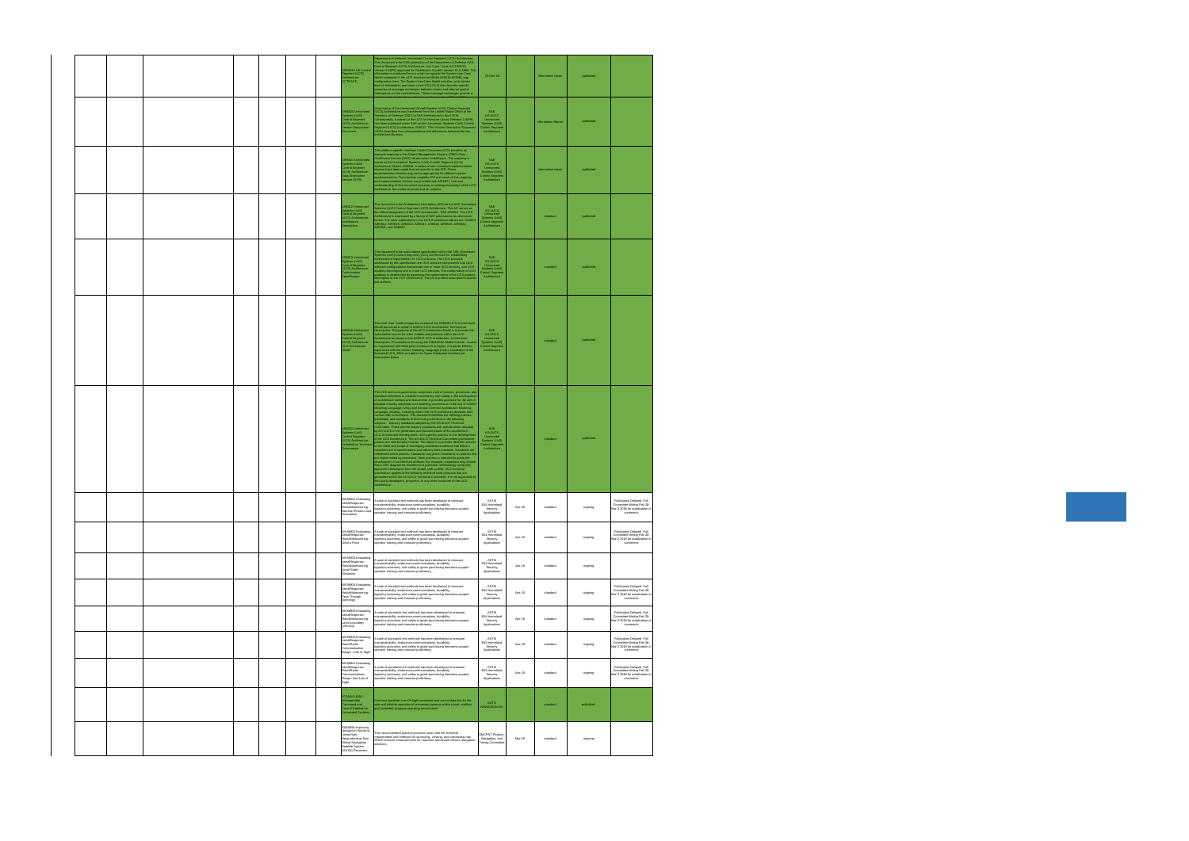| | | | | | | | | | | | | | | |
|---|---|---|---|---|---|---|---|---|---|---|---|---|---|---|
| | | | | | | | | AIR6516 UxD Control Segment (UCS) Architecture: UCTRACE | Department of Defense Unmanned Control Segment (UCS) Architecture. This document is the SAE publication of the Department of Defense UAS Control Segment (UCS) Architecture: Use Case Trace (UCTRACE) Version 3.4(PR) approved for Distribution A public release 15-S-1859. This information is produced from a script run against the System Use Case Model contained in the UCS Architecture Model (AS6518) in HTML report configuration form. The System Use Case Model includes, at its lowest level of abstraction, use cases Level 2/3 (L2/L3) that describe specific scenarios of message exchanges between Actors and internal system Participants via Services/Interfaces. These message exchanges provide a | 28-Dec-16 | | information report | published | |
| | | | | | | | | AIR6520 Unmanned Systems (UxS) Control Segment (UCS) Architecture: Version Description Document | Ownership of the Unmanned Aircraft System (UAS) Control Segment (UCS) Architecture was transferred from the United States Office of the Secretary of Defense (OSD) to SAE International in April 2015. Consequently, a subset of the UCS Architecture Library Release 3.4(PR) has been published under SAE as the Unmanned Systems (UxS) Control Segment (UCS) Architecture: AS6512. The Version Description Document (VDD) describes the correspondence and differences between the two architecture libraries. | SAE AS-4UCS Unmanned Systems (UxS) Control Segment Architecture | | Information Report | published | |
| | | | | | | | | AIR6521 Unmanned Systems (UxS) Control Segment (UCS) Architecture: Data Distribution Service (DDS) | This platform specific Interface Control Document (ICD) provides an example mapping to the Object Management Group's (OMG) Data Distribution Service (DDS) infrastructure middleware. The mapping is based on the Unmanned Systems (UxS) Control Segment (UCS) Architecture Model, AS6518. A series of new custom/non-implementation choices have been made that are specific to this ICD. These implementation choices may not be appropriate for different system implementations. This machine-readable ICD and detail of this mapping and implementation choices are provided with AIR6521. Use and understanding of this document assumes a working knowledge of the UCS Architecture, the model structure and its contents. | SAE AS-4UCS Unmanned Systems (UxS) Control Segment Architecture | | information report | published | |
| | | | | | | | | AS6512 Unmanned Systems (UxS) Control Segment (UCS) Architecture: Architecture Description | This document is the Architecture Description (AD) for the SAE Unmanned Systems (UxS) Control Segment (UCS) Architecture. This AD serves as the official designation of the UCS Architecture - SAE AS6512. The UCS Architecture is expressed by a library of SAE publications as referenced herein. The other publications in the UCS Architecture Library are: AS6513, AS6514, AS6518, AS6516, AIR6517, AS6518, AIR6519, AIR6520, AIR6521, and AS6522. | SAE AS-4UCS Unmanned Systems (UxS) Control Segment Architecture | | standard | published | |
| | | | | | | | | AS6513 Unmanned Systems (UxS) Control Segment (UCS) Architecture: Conformance Specification | This document is the authoritative specification within the SAE Unmanned Systems (UxS) Control Segment (UCS) Architecture for establishing conformance requirements for UCS products. The UCS products addressed by this specification are UCS software components and UCS software configurations that provide one or more UCS services, and UCS systems that employ one or more UCS services. The conformance of UCS products is determined by assessing the conformance of the UCS product description to the UCS Architecture. The UCS product description includes the software. | SAE AS-4UCS Unmanned Systems (UxS) Control Segment Architecture | | standard | published | |
| | | | | | | | | AS6518 Unmanned Systems (UxS) Control Segment (UCS) Architecture: UCS Architecture Model | This brief User Guide recaps the content of the AS6518 UCS Architectural Model described in detail in AS6512 UCS Architecture: Architecture Description. The purpose of the UCS Architecture Model is to provide the authoritative source for other models and products within the UCS Architecture as shown in the AS6512 UCS Architecture: Architecture Description. Preconditions for using the AS6518 EA Model include: access to / experience with Enterprise Architect 10 or higher, Corporate Edition; experience with the Unified Modeling Language (UML); installation of the Embedded UCS_MDG and add-in for Sparx Enterprise Architect per instructions below. | SAE AS-4UCS Unmanned Systems (UxS) Control Segment Architecture | | standard | published | |
| | | | | | | | | AS6522 Unmanned Systems (UxS) Control Segment (UCS) Architecture: Architecture Technical Governance | The UCS technical governance comprises a set of policies, processes, and standard definitions to establish consistency and quality in the development of architecture artifacts and documents. It provides guidance for the use of adopted industry standards and modeling conventions in the use of Unified Modeling Language (UML) and Service Oriented Architecture Modeling Language (SoaML), including where the UCS Architecture deviates from normal UML conventions. This document identifies the defining policies, guidelines, and standards of technical governance in the following subjects: industry standards adopted by the AS-4UCS Technical Committee. These are the industry standards and specifications adopted by AS-4UCS in the generation and documentation of the architecture - UCS Architecture Development. UCS specific policies on the development of the UCS Architecture. The AS-4UCS Technical Committee governance policies are intentionally minimal. The object is to provide direction specific to the intent and scope of developing architecture artifacts that follow a consistent set of specifications and industry best practices. Standards are referenced within policies. Standards may place constraints on policies that are implemented by processes. Each process is intended to guide the development of architecture artifacts. For example, a standard may dictate that a UML diagram be modeled in a particular methodology using only approved stereotypes from the SoaML UML profile. UCS technical governance applies to the following technical work products that are generated within the AS-4UCS Technical Committee. It is not applicable to third-party developers, programs, or any other consumer of the UCS Architecture. | SAE AS-4UCS Unmanned Systems (UxS) Control Segment Architecture | | standard | published | |
| | | | | | | | | WK58931 Evaluating Aerial Response Robot Maneuvering: Maintain Position and Orientation | A suite of standard test methods has been developed to measure maneuverability, endurance,communications, durability, logistics,autonomy, and safety to guide purchasing decisions,support operator training and measure proficiency. | ASTM E54 Homeland Security Applications | Apr-18 | standard | ongoing | Publication Delayed: Full Committee Voting Feb 28-Mar 2 2018 for adjudication of comments. |
| | | | | | | | | WK58932 Evaluating Aerial Response Robot Maneuvering: Orbit a Point | A suite of standard test methods has been developed to measure maneuverability, endurance,communications, durability, logistics,autonomy, and safety to guide purchasing decisions,support operator training and measure proficiency. | ASTM E54 Homeland Security Applications | Apr-18 | standard | ongoing | Publication Delayed: Full Committee Voting Feb 28-Mar 2 2018 for adjudication of comments. |
| | | | | | | | | WK58933 Evaluating Aerial Response Robot Maneuvering: Avoid Static Obstacles | A suite of standard test methods has been developed to measure maneuverability, endurance,communications, durability, logistics,autonomy, and safety to guide purchasing decisions,support operator training and measure proficiency. | ASTM E54 Homeland Security Applications | Apr-18 | standard | ongoing | |
| | | | | | | | | WK58934 Evaluating Aerial Response Robot Maneuvering: Pass Through Openings | A suite of standard test methods has been developed to measure maneuverability, endurance,communications, durability, logistics,autonomy, and safety to guide purchasing decisions,support operator training and measure proficiency. | ASTM E54 Homeland Security Applications | Apr-18 | standard | ongoing | Publication Delayed: Full Committee Voting Feb 28-Mar 2 2018 for adjudication of comments. |
| | | | | | | | | WK58935 Evaluating Aerial Response Robot Maneuvering: Land Accurately (Vertical) | A suite of standard test methods has been developed to measure maneuverability, endurance,communications, durability, logistics,autonomy, and safety to guide purchasing decisions,support operator training and measure proficiency. | ASTM E54 Homeland Security Applications | Apr-18 | standard | ongoing | Publication Delayed: Full Committee Voting Feb 28-Mar 2 2018 for adjudication of comments. |
| | | | | | | | | WK58942 Evaluating Aerial Response Robot Radio Communication Range - Line of Sight | A suite of standard test methods has been developed to measure maneuverability, endurance,communications, durability, logistics,autonomy, and safety to guide purchasing decisions,support operator training and measure proficiency. | ASTM E54 Homeland Security Applications | Apr-18 | standard | ongoing | Publication Delayed: Full Committee Voting Feb 28-Mar 2 2018 for adjudication of comments. |
| | | | | | | | | WK58943 Evaluating Aerial Response Robot Radio Communications Range: Non Line of Sight | A suite of standard test methods has been developed to measure maneuverability, endurance,communications, durability, logistics,autonomy, and safety to guide purchasing decisions,support operator training and measure proficiency. | ASTM E54 Homeland Security Applications | Apr-18 | standard | ongoing | Publication Delayed: Full Committee Voting Feb 28-Mar 2 2018 for adjudication of comments. |
| | | | | | | | | STANAG 4660 - Interoperable Command and Control Datalink for Unmanned Systems | Common standard Line Of Sight command and control data link for the safe and reliable operation of unmanned systems within a joint, coalition and controlled airspace operating environment. | NATO NNAG/JCGUAS | | standard | published | |
| | | | | | | | | SAE6856 Improving Navigation Solutions Using Raw Measurements from Global Navigation Satellite System (GNSS) Receivers | This recommended practice provides users with the technical requirements and methods for accessing, viewing, and processing raw GNSS receiver measurements for improved unmanned vehicle navigation solutions. | SMC/PNT Position, Navigation, and Timing Committee | Mar-19 | standard | ongoing | |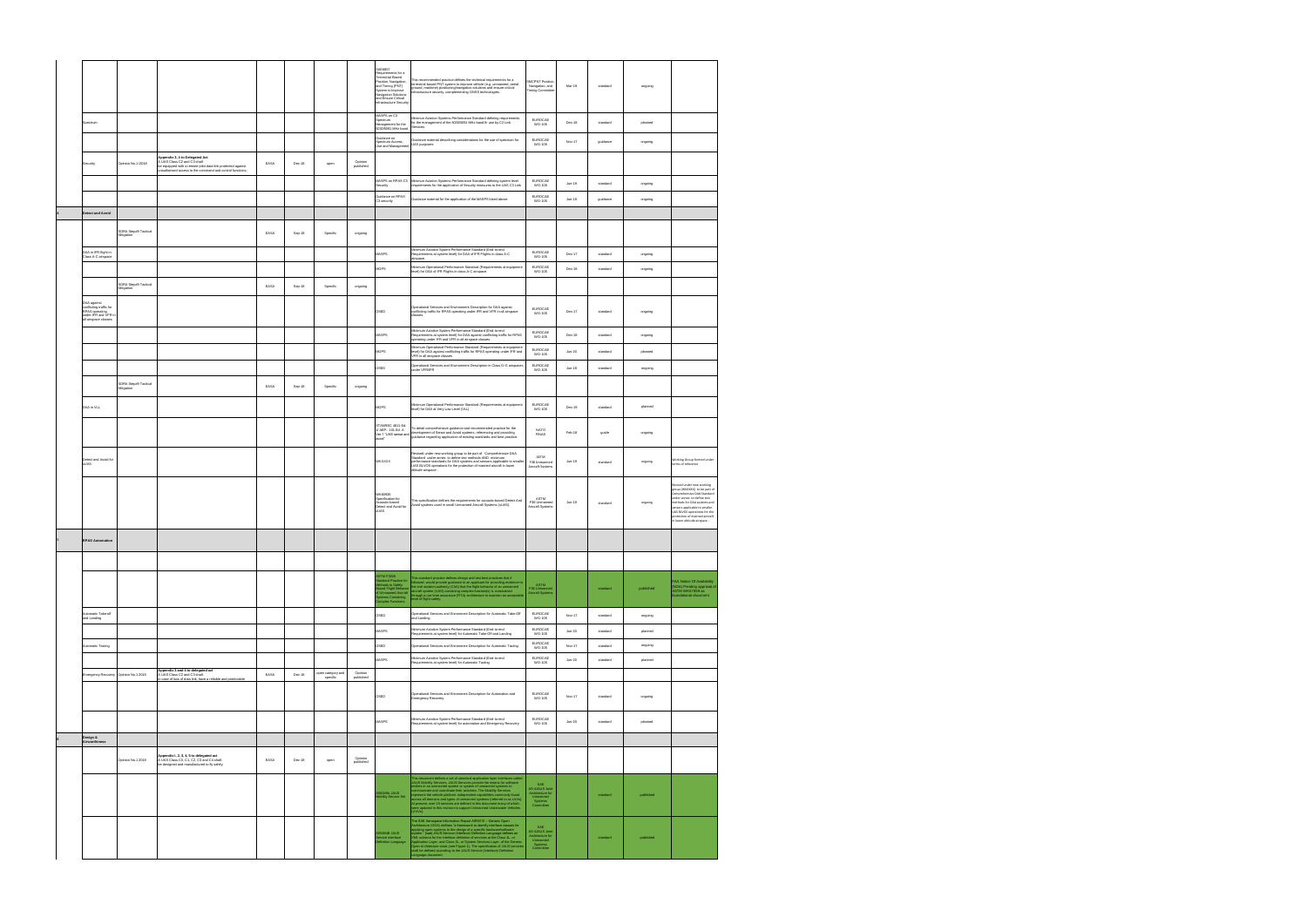| | | | | | | | | | | | | | | |
|---|---|---|---|---|---|---|---|---|---|---|---|---|---|---|
| | | | | | | | | SAE8807 Requirements for a Terrestrial Based Position, Navigation, and Timing (PNT) System to Improve Navigation Solutions and Ensure Critical Infrastructure Security | This recommended practice defines the technical requirements for a terrestrial-based PNT system to improve vehicle (e.g. unmanned, aerial, ground, maritime) positioning/navigation solutions and ensure critical infrastructure security, complementing GNSS technologies. | SMCPNT Position, Navigation, and Timing Committee | Mar-19 | standard | ongoing | |
| | Spectrum | | | | | | | MASPS on C2 Spectrum Management for the 5030/5091 MHz band | Minimum Aviation Systems Performance Standard defining requirements for the management of the 5030/5091 MHz band for use by C2 Link services | EUROCAE WG-105 | Dec-18 | standard | planned | |
| | | | | | | | | Guidance on Spectrum Access, Use and Management | Guidance material describing considerations for the use of spectrum for UAS purposes. | EUROCAE WG-105 | Nov-17 | guidance | ongoing | |
| | Security | Opinion No 1/2018 | Appendix 2, 3 to Delegated Act A UAS Class C2 and C3 shall: be equipped with a remote pilot data link protected against unauthorised access to the command and control functions; | EASA | Dec-18 | open | | Opinion published | | | | | | |
| | | | | | | | | MASPS on RPAS C2 Security | Minimum Aviation Systems Performance Standard defining system level requirements for the application of Security measures to the UAS C2 Link | EUROCAE WG-105 | Jun-19 | standard | ongoing | |
| | | | | | | | | Guidance on RPAS C2 security | Guidance material for the application of the MASPS listed above | EUROCAE WG-105 | Jun-19 | guidance | ongoing | |
| 4 | **Detect and Avoid** | | | | | | | | | | | | | |
| | | SORA Step#9 Tactical Mitigation | | EASA | Sep-18 | Specific | ongoing | | | | | | | |
| | DAA in IFR flights in Class A-C airspace | | | | | | | MASPS | Minimum Aviation System Performance Standard (End-to-end Requirements at system level) for DAA of IFR Flights in class A-C airspace | EUROCAE WG-105 | Dec-17 | standard | ongoing | |
| | | | | | | | | MOPS | Minimum Operational Performance Standard (Requirements at equipment level) for DAA of IFR Flights in class A-C airspace | EUROCAE WG-105 | Dec-18 | standard | ongoing | |
| | | SORA Step#9 Tactical Mitigation | | EASA | Sep-18 | Specific | ongoing | | | | | | | |
| | DAA against conflicting traffic for RPAS operating under IFR and VFR in all airspace classes | | | | | | | OSED | Operational Services and Environment Description for DAA against conflicting traffic for RPAS operating under IFR and VFR in all airspace classes | EUROCAE WG-105 | Dec-17 | standard | ongoing | |
| | | | | | | | | MASPS | Minimum Aviation System Performance Standard (End-to-end Requirements at system level) for DAA against conflicting traffic for RPAS operating under IFR and VFR in all airspace classes | EUROCAE WG-105 | Dec-18 | standard | ongoing | |
| | | | | | | | | MOPS | Minimum Operational Performance Standard (Requirements at equipment level) for DAA against conflicting traffic for RPAS operating under IFR and VFR in all airspace classes | EUROCAE WG-105 | Jun-20 | standard | planned | |
| | | | | | | | | OSED | Operational Services and Environment Description in Class D-G airspaces under VFR/IFR | EUROCAE WG-105 | Jun-18 | standard | ongoing | |
| | | SORA Step#9 Tactical Mitigation | | EASA | Sep-18 | Specific | ongoing | | | | | | | |
| | DAA in VLL | | | | | | | MOPS | Minimum Operational Performance Standard (Requirements at equipment level) for DAA at Very Low Level (VLL) | EUROCAE WG-105 | Dec-19 | standard | planned | |
| | | | | | | | | STANREC 4811 Ed. 1/ AEP - 101 Ed. A Ver. 1 "UAS sense and avoid" | To detail comprehensive guidance and recommended practice for the development of Sense and Avoid systems, referencing and providing guidance regarding application of existing standards and best practice | NATO FINAS | Feb-18 | guide | ongoing | |
| | Detect and Avoid for sUAS | | | | | | | WK XXXX | Revised under new working group to be part of Comprehensive DAA Standard under wroks to define test methods AND minimum performance standards for DAA systems and sensors applicable to smaller UAS BLVOS operations for the protection of manned aircraft in lower altitude airspace | ASTM F38 Unmanned Aircraft Systems | Jun-19 | standard | ongoing | Working Group formed under terms of reference |
| | | | | | | | | WK60938 Specification for Acoustic-based Detect and Avoid for sUAS | This specification defines the requirements for acoustic-based Detect And Avoid systems used in small Unmanned Aircraft Systems (sUAS). | ASTM F38 Unmanned Aircraft Systems | Jun-19 | standard | ongoing | Revised under new working group (WKXXXX) to be part of Comprehensive DAA Standard under wroks to define test methods for DAA systems and sensors applicable to smaller UAS BLVOS operations for the protection of manned aircraft in lower altitude airspace |
| 5 | **RPAS Automation** | | | | | | | | | | | | | |
| | | | | | | | | | | | | | | |
| | | | | | | | | ASTM F3269 Standard Practice for Methods to Safely Bound Flight Behavior of Unmanned Aircraft Systems Containing Complex Functions | This standard practice defines design and test best practices that if followed, would provide guidance to an applicant for providing evidence to the civil aviation authority (CAA) that the flight behavior of an unmanned aircraft system (UAS) containing complex functionality is constrained through a run-time assurance (RTA) architecture to maintain an acceptable level of flight safety. | ASTM F38 Unmanned Aircraft Systems | | standard | published | FAA Notice Of Availability (NOA) Pending approval of ASTM WK57659 as Foundational document |
| | Automatic Take-off and Landing | | | | | | | OSED | Operational Services and Environment Description for Automatic Take-Off and Landing | EUROCAE WG-105 | Nov-17 | standard | ongoing | |
| | | | | | | | | MASPS | Minimum Aviation System Performance Standard (End-to-end Requirements at system level) for Automatic Take-Off and Landing | EUROCAE WG-105 | Jan-20 | standard | planned | |
| | Automatic Taxiing | | | | | | | OSED | Operational Services and Environment Description for Automatic Taxiing | EUROCAE WG-105 | Nov-17 | standard | ongoing | |
| | | | | | | | | MASPS | Minimum Aviation System Performance Standard (End-to-end Requirements at system level) for Automatic Taxiing | EUROCAE WG-105 | Jan-20 | standard | planned | |
| | Emergency Recovery | Opinion No 1/2018 | Appendix 3 and 4 to delegated act A UAS Class C2 and C3 shall: in case of loss of data link, have a reliable and predictable | EASA | Dec-18 | open category and specific | | Opinion published | | | | | | |
| | | | | | | | | OSED | Operational Services and Environment Description for Automation and Emergency Recovery | EUROCAE WG-105 | Nov-17 | standard | ongoing | |
| | | | | | | | | MASPS | Minimum Aviation System Performance Standard (End-to-end Requirements at system level) for automation and Emergency Recovery | EUROCAE WG-105 | Jan-20 | standard | planned | |
| 6 | **Design & Airworthiness** | | | | | | | | | | | | | |
| | | Opinion No 1/2018 | Appendix 1, 2, 3, 4, 5 to delegated act A UAS Class C0, C1, C2, C3 and C4 shall: be designed and manufactured to fly safely; | EASA | Dec-18 | open | | Opinion published | | | | | | |
| | | | | | | | | AS6009A JAUS Mobility Service Set | This document defines a set of standard application layer interfaces called JAUS Mobility Services. JAUS Services provide the means for software entities in an unmanned system or system of unmanned systems to communicate and coordinate their activities. The Mobility Services represent the vehicle platform independent capabilities commonly found across all domains and types of unmanned systems (referred to as UxVs). At present, over 15 services are defined in this document many of which were updated in this revision to support Unmanned Underwater Vehicles (UUVs). | SAE AS-4JAUS Joint Architecture for Unmanned Systems Committee | | standard | published | |
| | | | | | | | | AS5684B JAUS Service Interface Definition Language | The SAE Aerospace Information Report AIR5315 – Generic Open Architecture (GOA) defines "a framework to identify interface classes for applying open systems to the design of a specific hardware/software system." [sae] JAUS Service Interface Definition Language defines an XML schema for the interface definition of services at the Class 4L, or Application Layer, and Class 3L, or System Services Layer, of the Generic Open Architecture stack (see Figure 1). The specification of JAUS services shall be defined according to the JAUS Service Interface Definition Language document. | SAE AS-4JAUS Joint Architecture for Unmanned Systems Committee | | standard | published | |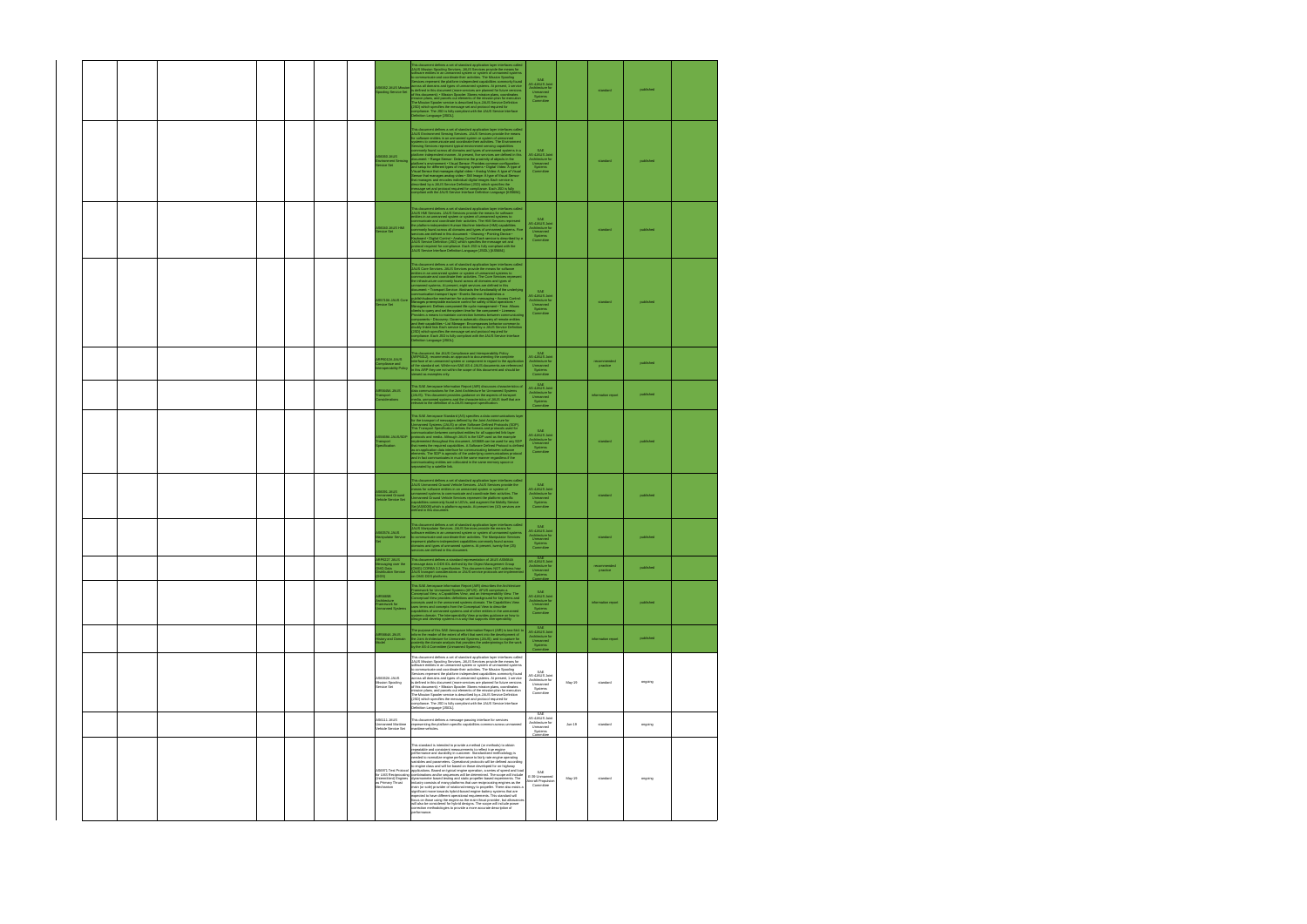| | | | | | | | | | | | | | |
|---|---|---|---|---|---|---|---|---|---|---|---|---|---|
| | | | | | | | AS6062 JAUS Mission Spooling Service Set | This document defines a set of standard application layer interfaces called JAUS Mission Spooling Services. JAUS Services provide the means for software entities in an unmanned system or system of unmanned systems to communicate and coordinate their activities. The Mission Spooling Services represent the platform-independent capabilities commonly found across all domains and types of unmanned systems. At present, 1 service is defined in this document (more services are planned for future versions of this document): • Mission Spooler: Stores mission plans, coordinates mission plans, and parcels out elements of the mission plan for execution. The Mission Spooler service is described by a JAUS Service Definition (JSD) which specifies the message set and protocol required for compliance. The JSD is fully compliant with the JAUS Service Interface Definition Language [JSIDL]. | SAE AS-4JAUS Joint Architecture for Unmanned Systems Committee | | standard | published | |
| | | | | | | | AS6060 JAUS Environment Sensing Service Set | This document defines a set of standard application layer interfaces called JAUS Environment Sensing Services. JAUS Services provide the means for software entities in an unmanned system or system of unmanned systems to communicate and coordinate their activities. The Environment Sensing Services represent typical environment sensing capabilities commonly found across all domains and types of unmanned systems in a platform independent manner. At present, five services are defined in this document: • Range Sensor: Determine the proximity of objects in the platform's environment • Visual Sensor: Provides common configuration and setup for different types of imaging systems • Digital Video: A type of Visual Sensor that manages digital video • Analog Video: A type of Visual Sensor that manages analog video • Still Image: A type of Visual Sensor that manages and encodes individual digital images Each service is described by a JAUS Service Definition (JSD) which specifies the message set and protocol required for compliance. Each JSD is fully compliant with the JAUS Service Interface Definition Language [AS5684]. | SAE AS-4JAUS Joint Architecture for Unmanned Systems Committee | | standard | published | |
| | | | | | | | AS6040 JAUS HMI Service Set | This document defines a set of standard application layer interfaces called JAUS HMI Services. JAUS Services provide the means for software entities in an unmanned system or system of unmanned systems to communicate and coordinate their activities. The HMI Services represent the platform-independent Human Machine Interface (HMI) capabilities commonly found across all domains and types of unmanned systems. Five services are defined in this document: • Drawing • Pointing Device • Keyboard • Digital Control • Analog Control Each service is described by a JAUS Service Definition (JSD) which specifies the message set and protocol required for compliance. Each JSD is fully compliant with the JAUS Service Interface Definition Language (JSIDL) [AS5684]. | SAE AS-4JAUS Joint Architecture for Unmanned Systems Committee | | standard | published | |
| | | | | | | | AS5710A JAUS Core Service Set | This document defines a set of standard application layer interfaces called JAUS Core Services. JAUS Services provide the means for software entities in an unmanned system or system of unmanned systems to communicate and coordinate their activities. The Core Services represent the infrastructure commonly found across all domains and types of unmanned systems. At present, eight services are defined in this document: • Transport Service: Abstracts the functionality of the underlying communication transport layer • Events Service: Establishes a publish/subscribe mechanism for automatic messaging • Access Control: Manages preemptable exclusive control for safety critical operations • Management: Defines component life-cycle management • Time: Allows clients to query and set the system time for the component • Liveness: Provides a means to maintain connection liveness between communicating components • Discovery: Enables automatic discovery of remote entities and their capabilities • List Manager: Encompasses behavior common to doubly linked lists Each service is described by a JAUS Service Definition (JSD) which specifies the message set and protocol required for compliance. Each JSD is fully compliant with the JAUS Service Interface Definition Language [JSIDL]. | SAE AS-4JAUS Joint Architecture for Unmanned Systems Committee | | standard | published | |
| | | | | | | | ARP6012A JAUS Compliance and Interoperability Policy | This document, the JAUS Compliance and Interoperability Policy (ARP6012), recommends an approach to documenting the complete interface of an unmanned system or component in regard to the application of the standard set. While non-SAE AS-4 JAUS documents are referenced in this ARP, they are not within the scope of this document and should be viewed as examples only. | SAE AS-4JAUS Joint Architecture for Unmanned Systems Committee | | recommended practice | published | |
| | | | | | | | AIR5645A JAUS Transport Considerations | This SAE Aerospace Information Report (AIR) discusses characteristics of data communications for the Joint Architecture for Unmanned Systems (JAUS). This document provides guidance on the aspects of transport media, unmanned systems and the characteristics of JAUS itself that are relevant to the definition of a JAUS transport specifications. | SAE AS-4JAUS Joint Architecture for Unmanned Systems Committee | | information report | published | |
| | | | | | | | AS5669A JAUS/SDP Transport Specification | This SAE Aerospace Standard (AS) specifies a data communications layer for the transport of messages defined by the Joint Architecture for Unmanned Systems (JAUS) or other Software Defined Protocols (SDP). This Transport Specification defines the formats and protocols used for communication between compliant entities for all supported link layer protocols and media. Although JAUS is the SDP used as the example implemented throughout this document, AS5669 can be used for any SDP that meets the required capabilities. A Software Defined Protocol is defined as an application data interface for communicating between software elements. The SDP is agnostic of the underlying communications protocol and in fact communicates in much the same manner regardless if the communicating entities are collocated in the same memory space or separated by a satellite link. | SAE AS-4JAUS Joint Architecture for Unmanned Systems Committee | | standard | published | |
| | | | | | | | AS6091 JAUS Unmanned Ground Vehicle Service Set | This document defines a set of standard application layer interfaces called JAUS Unmanned Ground Vehicle Services. JAUS Services provide the means for software entities in an unmanned system or system of unmanned systems to communicate and coordinate their activities. The Unmanned Ground Vehicle Services represent the platform-specific capabilities commonly found in UGVs, and augment the Mobility Service Set [AS6009] which is platform-agnostic. At present ten (10) services are defined in this document. | SAE AS-4JAUS Joint Architecture for Unmanned Systems Committee | | standard | published | |
| | | | | | | | AS6057 JAUS Manipulator Service Set | This document defines a set of standard application layer interfaces called JAUS Manipulator Services. JAUS Services provide the means for software entities in an unmanned system or system of unmanned systems to communicate and coordinate their activities. The Manipulator Services represent platform-independent capabilities commonly found across domains and types of unmanned systems. At present, twenty-five (25) services are defined in this document. | SAE AS-4JAUS Joint Architecture for Unmanned Systems Committee | | standard | published | |
| | | | | | | | ARP6227 JAUS Messaging over the OMG Data Distribution Service (DDS) | This document defines a standard representation of JAUS AS5684A message data in DDS IDL defined by the Object Management Group (OMG) CORBA 3.2 specification. This document does NOT address how JAUS transport considerations to JAUS service protocols are implemented on OMG DDS platforms. | SAE AS-4JAUS Joint Architecture for Unmanned Systems Committee | | recommended practice | published | |
| | | | | | | | AIR5665 Architecture Framework for Unmanned Systems | This SAE Aerospace Information Report (AIR) describes the Architecture Framework for Unmanned Systems (AFUS). AFUS comprises a Conceptual View, a Capabilities View, and an Interoperability View. The Conceptual View provides definitions and background for key terms and concepts used in the unmanned systems domain. The Capabilities View uses terms and concepts from the Conceptual View to describe capabilities of unmanned systems and of other entities in the unmanned systems domain. The Interoperability View provides guidance on how to design and develop systems in a way that supports interoperability. | SAE AS-4JAUS Joint Architecture for Unmanned Systems Committee | | information report | published | |
| | | | | | | | AIR5664A JAUS History and Domain Model | The purpose of this SAE Aerospace Information Report (AIR) is two-fold: to inform the reader of the extent of effort that went into the development of the Joint Architecture for Unmanned Systems (JAUS), and to capture for posterity the domain analysis that provides the underpinnings for the work by the AS-4 Committee (Unmanned Systems). | SAE AS-4JAUS Joint Architecture for Unmanned Systems Committee | | information report | published | |
| | | | | | | | AS6062A JAUS Mission Spooling Service Set | This document defines a set of standard application layer interfaces called JAUS Mission Spooling Services. JAUS Services provide the means for software entities in an unmanned system or system of unmanned systems to communicate and coordinate their activities. The Mission Spooling Services represent the platform-independent capabilities commonly found across all domains and types of unmanned systems. At present, 1 service is defined in this document (more services are planned for future versions of this document): • Mission Spooler: Stores mission plans, coordinates mission plans, and parcels out elements of the mission plan for execution. The Mission Spooler service is described by a JAUS Service Definition (JSD) which specifies the message set and protocol required for compliance. The JSD is fully compliant with the JAUS Service Interface Definition Language [JSIDL]. | SAE AS-4JAUS Joint Architecture for Unmanned Systems Committee | May-19 | standard | ongoing | |
| | | | | | | | AS6111 JAUS Unmanned Maritime Vehicle Service Set | This document defines a message-passing interface for services representing the platform-specific capabilities common across unmanned maritime vehicles. | SAE AS-4JAUS Joint Architecture for Unmanned Systems Committee | Jan-19 | standard | ongoing | |
| | | | | | | | AS6971 Test Protocol for UAS Reciprocating (Intermittent) Engines as Primary Thrust Mechanism | This standard is intended to provide a method (or methods) to obtain repeatable and consistent measurements to reflect true engine performance and durability in-service. Standardized methodology is needed to normalize engine performance to fairly rate engine operating variables and parameters. Operational protocols will be defined according to engine class and will be based on those developed for on-highway applications. Based on typical engine operation, a series of speed and load combinations and/or sequences will be determined. The scope will include dynamometer-based testing and static propeller-based experiments. The industry consists of many platforms that use reciprocating engines as the main (or sole) provider of rotational energy to propeller. There also exists a significant move towards hybrid-based engine-battery systems that are expected to have different operational requirements. This standard will focus on those using the engine as the main thrust provider, but allowances will also be considered for hybrid designs. The scope will include power correction methodologies to provide a more accurate description of performance. | SAE E-39 Unmanned Aircraft Propulsion Committee | May-19 | standard | ongoing | |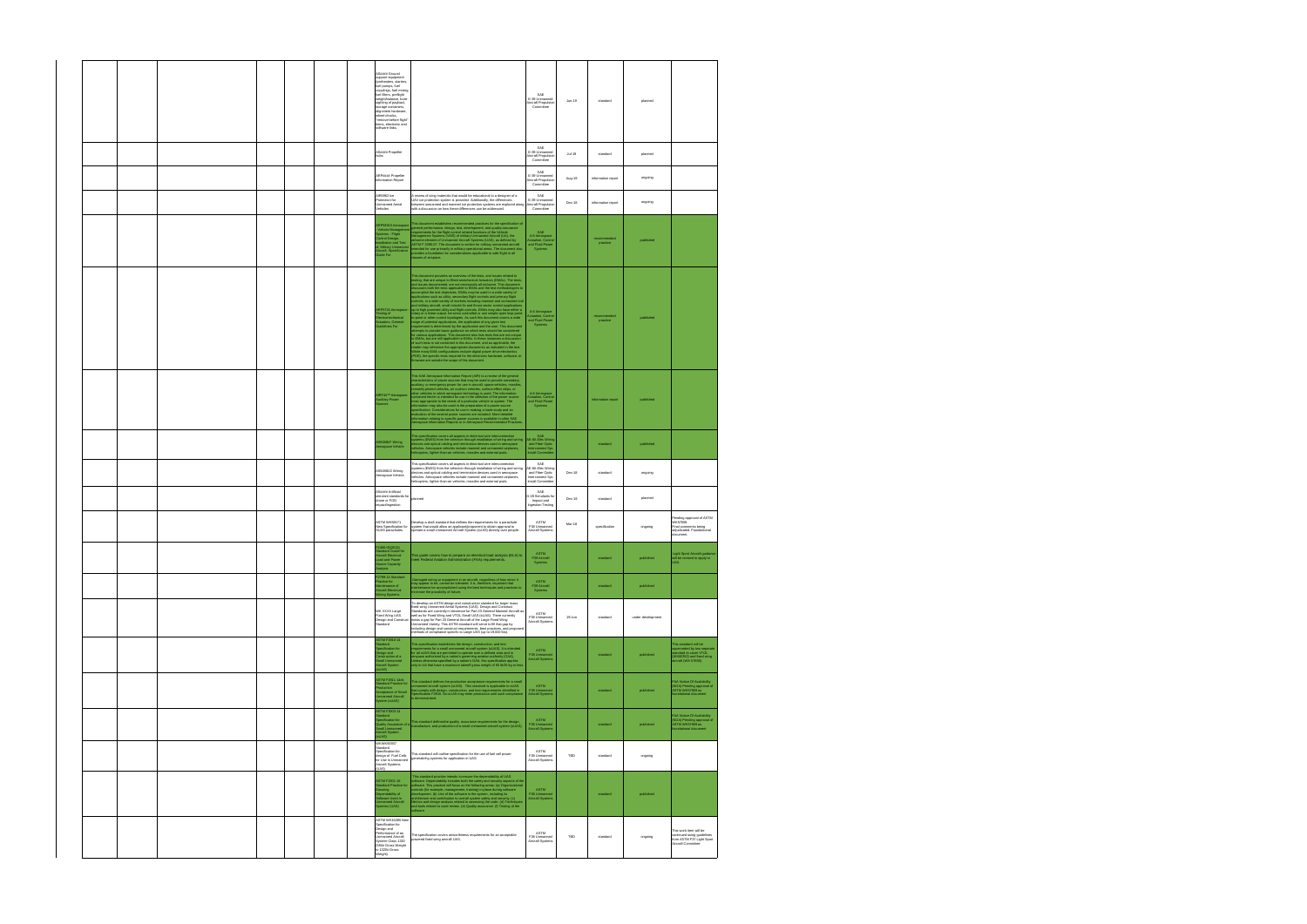| | | | | | | | | | | | | |
|---|---|---|---|---|---|---|---|---|---|---|---|---|
| | | | | | | AS6xxx Ground support equipment (preheaters, starters, fuel pumps, fuel couplings, fuel mixing, fuel filters, preflight weight/balance, tuner sighting of payload, storage containers, alignment hardware, wheel chocks, "measured value flight" items, electronic and software links. | | SAE E-39 Unmanned Aircraft Propulsion Committee | Jun 19 | standard | planned | |
| | | | | | | AS6xxx Propeller hubs | | SAE E-39 Unmanned Aircraft Propulsion Committee | Jul 18 | standard | planned | |
| | | | | | | AIR6xxx Propeller Information Report | | SAE E-39 Unmanned Aircraft Propulsion Committee | Sep 19 | information report | ongoing | |
| | | | | | | AIR5662 Ice Protection for Unmanned Aerial Vehicles | A review of icing materials that would be educational to a designer of a UAV ice protection system is provided. Additionally, the differences between unmanned and manned ice protection systems are explored along with a discussion on how these differences can be addressed. | SAE E-39 Unmanned Aircraft Propulsion Committee | Dec 18 | information report | ongoing | |
| | | | | | | ARP94910 Aerospace - Vehicle Management Systems - Flight Control Design, Installation and Test of, Military Unmanned Aircraft, Specification Guide For | This document establishes recommended practices for the specification of general performance, design, test, development, and quality assurance requirements for the flight control related functions of the Vehicle Management Systems (VMS) of military Unmanned Aircraft (UA), the airborne element of Unmanned Aircraft Systems (UAS), as defined by ASTM F 2395-07. The document is written for military unmanned aircraft intended for use primarily in military operational areas. The document also provides a foundation for considerations applicable to safe flight in all classes of airspace. | SAE A-6 Aerospace Actuation, Control and Fluid Power Systems | | recommended practice | published | |
| | | | | | | ARP5724 Aerospace - Testing of Electromechanical Actuators, General Guidelines For | This document provides an overview of the tests, and issues related to testing, that are unique to Electromechanical Actuators (EMAs). The tests and issues documented, are not necessarily all inclusive. This document discusses both the tests applicable to EMAs and the test methodologies to accomplish the test objectives. EMAs may be used in a wide variety of applications such as utility, secondary flight controls and primary flight controls, in a wide variety of markets including manned and unmanned civil and military aircraft, small missile fin and thrust vector control applications, and in high powered utility and flight controls. EMAs may have either a rotary or a linear output, be speed controlled or use simple open loop point-to-point or other control topologies. As such this document covers a wide range of potential applications; the application of any given test requirement is determined by the application and the user. This document attempts to provide basic guidance on which tests should be considered for various applications. This document also lists tests that are not unique to EMAs, but are still applicable to EMAs. In these instances a discussion of such tests is not contained in this document, and as applicable, the reader may reference the appropriate documents as indicated in the text. While many EMA configurations include digital power drive electronics (PDE), the specific tests required for the electronic hardware, software, or firmware are outside the scope of this document. | SAE A-6 Aerospace Actuation, Control and Fluid Power Systems | | recommended practice | published | |
| | | | | | | AIR744™ Aerospace Auxiliary Power Sources | This SAE Aerospace Information Report (AIR) is a review of the general characteristics of power sources that may be used to provide secondary, auxiliary or emergency power for use in aircraft, space vehicles, missiles, remotely piloted vehicles, air cushion vehicles, surface effect ships, or other vehicles in which aerospace technology is used. The information contained herein is intended for use in the selection of the power source most appropriate to the needs of a particular vehicle or system. The information may also be used in the preparation of a power source specification. Considerations for user's making a trade study and an evaluation of the several power sources are included. More detailed information relating to specific power sources is available in other SAE Aerospace Information Reports or in Aerospace Recommended Practices. | SAE A-6 Aerospace Actuation, Control and Fluid Power Systems | | information report | published | |
| | | | | | | AS50881F Wiring Aerospace Vehicle | This specification covers all aspects in electrical wire interconnection systems (EWIS) from the selection through installation of wiring and wiring devices and optical cabling and termination devices used in aerospace vehicles. Aerospace vehicles include manned and unmanned airplanes, helicopters, lighter-than-air vehicles, missiles and external pods. | SAE AE-8A Elec Wiring and Fiber Optic Interconnect Sys Install Committee | | standard | published | |
| | | | | | | AS50881G Wiring Aerospace Vehicle | This specification covers all aspects in electrical wire interconnection systems (EWIS) from the selection through installation of wiring and wiring devices and optical cabling and termination devices used in aerospace vehicles. Aerospace vehicles include manned and unmanned airplanes, helicopters, lighter-than-air vehicles, missiles and external pods. | SAE AE-8A Elec Wiring and Fiber Optic Interconnect Sys Install Committee | Dec 18 | standard | ongoing | |
| | | | | | | AS6xxx Artificial test plant standards for drone or FOD detect/inspection | planned. | SAE G-28 Simulants for Impact and Ingestion Testing | Dec 19 | standard | planned | |
| | | | | | | ASTM WK59171 New Specification for SUAS parachutes | Develop a draft standard that defines the requirements for a parachute system that would allow an applicant/proponent to obtain approval to operate a small Unmanned Aircraft System (sUAS) directly over people. | ASTM F38 Unmanned Aircraft Systems | Mar 18 | specification | ongoing | Pending approval of ASTM WK57688 Final comments being adjudicated. Foundational document. |
| | | | | | | F2490-05(2013) Standard Guide for Aircraft Electrical Load and Power Source Capacity Analysis | This guide covers how to prepare an electrical load analysis (ELA) to meet Federal Aviation Administration (FAA) requirements. | ASTM F39 Aircraft Systems | | standard | published | Light Sport Aircraft guidance will be revised to apply to UAS. |
| | | | | | | F2799-14 Standard Practice for Maintenance of Aircraft Electrical Wiring Systems | Damaged wiring or equipment in an aircraft, regardless of how minor it may appear to be, cannot be tolerated. It is, therefore, important that maintenance be accomplished using the best techniques and practices to minimize the possibility of failure. | ASTM F39 Aircraft Systems | | standard | published | |
| | | | | | | WK XXXX Large Fixed Wing UAS Design and Construction Standard | To develop an ASTM design and construction standard for larger mass fixed wing Unmanned Aerial Systems (UAS). Design and Construct Standards are currently in existence for Part 23 General Manned Aircraft as well as for Fixed Wing and VTOL Small UAS (sUAS). There currently exists a gap for Part 23 General Aircraft of the Large Fixed Wing Unmanned Variety. This ASTM standard will serve to fill that gap by including design and construct requirements, best practices, and proposed methods of compliance specific to Large UAS (up to 19,000 lbs). | ASTM F38 Unmanned Aircraft Systems | 19-Jun | standard | under development | |
| | | | | | | ASTM F2910-14 Standard Specification for Design and Construction of a Small Unmanned Aircraft System (sUAS) | This specification establishes the design, construction, and test requirements for a small unmanned aircraft system (sUAS). It is intended for all sUAS that are permitted to operate over a defined area and in airspace authorized by a nation's governing aviation authority (GAA). Unless otherwise specified by a nation's GAA, this specification applies only to UA that have a maximum takeoff gross weight of 55 lb/25 kg or less. | ASTM F38 Unmanned Aircraft Systems | | standard | published | This standard will be superseded by two separate standards to cover VTOL (WK60938) and fixed wing aircraft (WK 57659). |
| | | | | | | ASTM F2911-14e1 Standard Practice for Production Acceptance of Small Unmanned Aircraft System (sUAS) | This standard defines the production acceptance requirements for a small unmanned aircraft system (sUAS). This standard is applicable to sUAS that comply with design, construction, and test requirements identified in Specification F2910. An sUAS may meet production and quality compliance is demonstrated. | ASTM F38 Unmanned Aircraft Systems | | standard | published | FAA Notice Of Availability (NOA) Pending approval of ASTM WK57688 as foundational document |
| | | | | | | ASTM F3003-14 Standard Specification for Quality Assurance of a Small Unmanned Aircraft System (sUAS) | This standard defines the quality assurance requirements for the design, manufacture, and production of a small unmanned aircraft system (sUAS). | ASTM F38 Unmanned Aircraft Systems | | standard | published | FAA Notice Of Availability (NOA) Pending approval of ASTM WK57688 as foundational document |
| | | | | | | WK WK60937 Standard Specification for Design of Fuel Cells for Use in Unmanned Aircraft Systems (UAS) | This standard will outline specification for the use of fuel cell power generating systems for application in UAS. | ASTM F38 Unmanned Aircraft Systems | TBD | standard | ongoing | |
| | | | | | | ASTM F3201-16 Standard Practice for Ensuring Dependability of Software Used in Unmanned Aircraft Systems (UAS) | This standard practice intends to ensure the dependability of UAS software. Dependability includes both the safety and security aspects of the software. This practice will focus on the following areas: (a) Organizational controls (for example, management, training) in place during software development; (b) Use of the software in the system, including its architecture and contribution to overall system safety and security; (c) Metrics and design analysis related to assessing the code; (d) Techniques and tools related to code review; (e) Quality assurance; (f) Testing of the software. | ASTM F38 Unmanned Aircraft Systems | | standard | published | |
| | | | | | | ASTM WK16285 New Specification for Design and Performance of an Unmanned Aircraft System-Class 1100 (Mini Gross Weight to 1320lb Gross Weight) | The specification covers airworthiness requirements for an acceptable powered fixed wing aircraft UAS. | ASTM F38 Unmanned Aircraft Systems | TBD | standard | ongoing | This work item will be continued using guidelines from ASTM F37 Light Sport Aircraft Committee |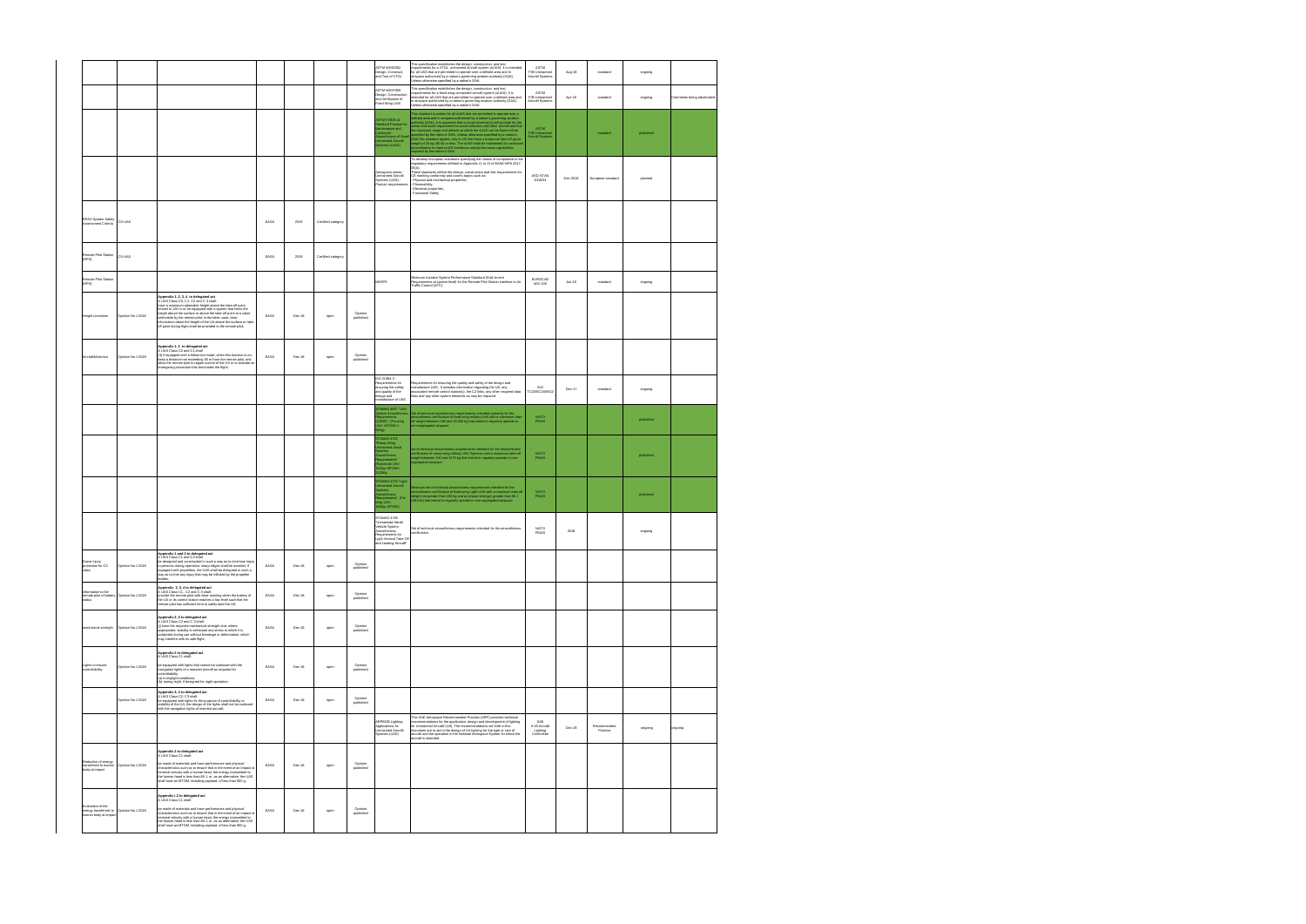| | | | | | | | | | | | | | |
|---|---|---|---|---|---|---|---|---|---|---|---|---|---|
| | | | | | | | ASTM WK60302 Design, Construction and Test of VTOL | This specification establishes the design, construction, and test requirements for a VTOL unmanned aircraft system (sUAS). It is intended for all UAS that are permitted to operate over a defined area and in airspace authorized by a nation's governing aviation authority (GAA). Unless otherwise specified by a nation's GAA. | ASTM F38 Unmanned Aircraft Systems | Aug-18 | standard | ongoing | |
| | | | | | | | ASTM WK57658 Design, Construction and Verification of Fixed Wing UAS | This specification establishes the design, construction, and test requirements for a fixed wing unmanned aircraft system (sUAS). It is intended for all UAS that are permitted to operate over a defined area and in airspace authorized by a nation's governing aviation authority (GAA). Unless otherwise specified by a nation's GAA. | ASTM F38 Unmanned Aircraft Systems | Apr-19 | standard | ongoing | Comments being adjudicated |
| | | | | | | | ASTM F2909-14 Standard Practice for Maintenance and Continued Airworthiness of Small Unmanned Aircraft Systems (sUAS) | This standard is written for all sUAS that are permitted to operate over a defined area and in airspace authorized by a nation's governing aviation authority (GAA). It is assumed that a visual observer(s) will provide for the see and avoid requirement to avoid collisions with other aircraft and that the maximum range and altitude at which the sUAS can be flown will be specified by the nation's GAA. Unless otherwise specified by a nation's GAA this standard applies only to UA that have a maximum take-off gross weight of 25 kg (55 lb) or less. The sUAS shall be maintained for continued airworthiness to meet sUAS limitations and performance capabilities required by the nation's GAA. | ASTM F38 Unmanned Aircraft Systems | | standard | published | |
| | | | | | | | Aerospace series Unmanned Aircraft Systems (UAS) - Product requirements | To develop European standards specifying the means of compliance to the regulatory requirements defined in Appendix 11 to 15 of EASA-NPA 2017-05(B). These standards define the design, construction and test requirements for CE marking conformity and covers topics such as: Physical and mechanical properties, Flammability, Electrical properties, Functional Safety | ASD-STAN D5WG8 | Dec 2019 | European standard | planned | |
| RPAS System Safety Assessment Criteria | CS-UAS | | EASA | 2018 | Certified category | | | | | | | | |
| Remote Pilot Station (RPS) | CS-UAS | | EASA | 2018 | Certified category | | | | | | | | |
| Remote Pilot Station (RPS) | | | | | | | MASPS | Minimum Aviation System Performance Standard (End to end Requirements at system level) for the Remote Pilot Station interface to Air Traffic Control (ATC) | EUROCAE WG-105 | Jun-19 | standard | ongoing | |
| Height Limitation | Opinion No.1/2018 | **Appendix 1, 2, 3, 4 to delegated act** A UAS Class C0, C1, C2 and C 3 shall: have a maximum attainable height above the take-off point limited to 120 m or be equipped with a system that limits the height above the surface or above the take-off point to a value selectable by the remote pilot. In the latter case, clear information about the height of the UA above the surface or take-off point during flight shall be provided to the remote pilot. | EASA | Dec-18 | open | Opinion published | | | | | | | |
| Aircraft&Avionics | Opinion No.1/2018 | **Appendix 1, 2 to delegated act** A UAS Class C0 and C1 shall: (3) if equipped with a follow-me mode, when this function is on, keep a distance not exceeding 50 m from the remote pilot and allow the remote pilot to regain control of the UA or to activate an emergency procedure that terminates the flight; | EASA | Dec-18 | open | Opinion published | | | | | | | |
| | | | | | | | ISO 21384-2 - Requirements for ensuring the safety and quality of the design and manufacture of UAS | Requirements for ensuring the quality and safety of the design and manufacture UAS. It includes information regarding the UA, any associated remote control station(s), the C2 links, any other required data links and any other system elements as may be required. | ISO TC20/SC16/WG2 | Dec-17 | standard | ongoing | |
| | | | | | | | STANAG 4671 "UAV Systems Airworthiness Requirements (USAR)" - (Fix-wing UAV, MTOW>150Kg) | Set of technical airworthiness requirements intended primarily for the airworthiness certification of fixed-wing military UAV with a maximum take-off weight between 150 and 20,000 kg that intend to regularly operate in non-segregated airspace | NATO FINAS | | | published | |
| | | | | | | | STANAG 4702 "Rotary Wing Unmanned Aerial Systems Airworthiness Requirements" (Rotorcraft UAV, 150Kg<MTOW<3175Kg) | Set of technical airworthiness requirements intended for the airworthiness certification of rotary wing military UAV Systems with a maximum take-off weight between 150 and 3175 kg that intend to regularly operate in non-segregated airspace | NATO FINAS | | | published | |
| | | | | | | | STANAG 4703 "Light Unmanned Aircraft Systems Airworthiness Requirements" (Fix-wing UAV, 150Kg>MTOW) | Minimum set of technical airworthiness requirements intended for the airworthiness certification of fixed-wing Light UAS with a maximum take-off weight not greater than 150 kg and an impact energy greater than 66 J (49 ft-lb) that intend to regularly operate in non-segregated airspace | NATO FINAS | | | published | |
| | | | | | | | STANAG 4746 "Unmanned Aerial Vehicle System Airworthiness Requirements for Light Vertical Take-Off and Landing Aircraft" | Set of technical airworthiness requirements intended for the airworthiness certification | NATO FINAS | 2018 | | ongoing | |
| Direct injury protection for C0 class | Opinion No.1/2018 | **Appendix 1 and 2 to delegated act** A UAS Class C0 and C1 shall: be designed and constructed in such a way as to minimise injury to persons during operation; sharp edges shall be avoided; if equipped with propellers, the UAS shall be designed in such a way as to limit any injury that may be inflicted by the propeller blades. | EASA | Dec-18 | open | Opinion published | | | | | | | |
| Information to the remote pilot of battery status | Opinion No.1/2018 | **Appendix 2, 3, 4 to delegated act** A UAS Class C1, C2 and C 3 shall: provide the remote pilot with clear warning when the battery of the UA or its control station reaches a low level such that the remote pilot has sufficient time to safely land the UA; | EASA | Dec-18 | open | Opinion published | | | | | | | |
| mechanical strength | Opinion No.1/2018 | **Appendix 2, 3 to delegated act** A UAS Class C2 and C 3 shall: (1) have the requisite mechanical strength and, where appropriate, stability to withstand any stress to which it is subjected during use without breakage or deformation, which may interfere with its safe flight; | EASA | Dec-18 | open | Opinion published | | | | | | | |
| Lights to ensure controllability | Opinion No.1/2018 | **Appendix 2 to delegated act** A UAS Class C1 shall: be equipped with lights that cannot be confused with the navigation lights of a manned aircraft as required for controllability: (a) in daylight conditions; (b) during night, if designed for night operation; | EASA | Dec-18 | open | Opinion published | | | | | | | |
| | Opinion No.1/2018 | **Appendix 3, 4 to delegated act** A UAS Class C2, C3 shall: be equipped with lights for the purpose of controllability or visibility of the UA; the design of the lights shall not be confused with the navigation lights of manned aircraft. | EASA | Dec-18 | open | Opinion published | | | | | | | |
| | | | | | | | ARP5030 Lighting Applications for Unmanned Aircraft Systems (UAS) | This SAE Aerospace Recommended Practice (ARP) provides technical recommendations for the application, design and development of lighting for Unmanned Aircraft (UA). The recommendations set forth in this document are to aid in the design of UA lighting for the type or size of aircraft and the operation in the National Airspace System for which the aircraft is intended. | SAE A-20 Aircraft Lighting Committee | Dec-16 | Recommended Practice | ongoing | ongoing |
| Reduction of energy transferred to human body at impact | Opinion No.1/2018 | **Appendix 2 to delegated act** A UAS Class C1 shall: be made of materials and have performance and physical characteristics such as to ensure that in the event of an impact at terminal velocity with a human head, the energy transmitted to the human head is less than 80 J, or, as an alternative, the UAS shall have an MTOM, including payload, of less than 900 g; | EASA | Dec-18 | open | Opinion published | | | | | | | |
| Evaluation of the energy transferred to human body at impact | Opinion No.1/2018 | **Appendix 1 2 to delegated act** A UAS Class C1 shall: be made of materials and have performance and physical characteristics such as to ensure that in the event of an impact at terminal velocity with a human head, the energy transmitted to the human head is less than 80 J, or, as an alternative, the UAS shall have an MTOM, including payload, of less than 900 g; | EASA | Dec-18 | open | Opinion published | | | | | | | |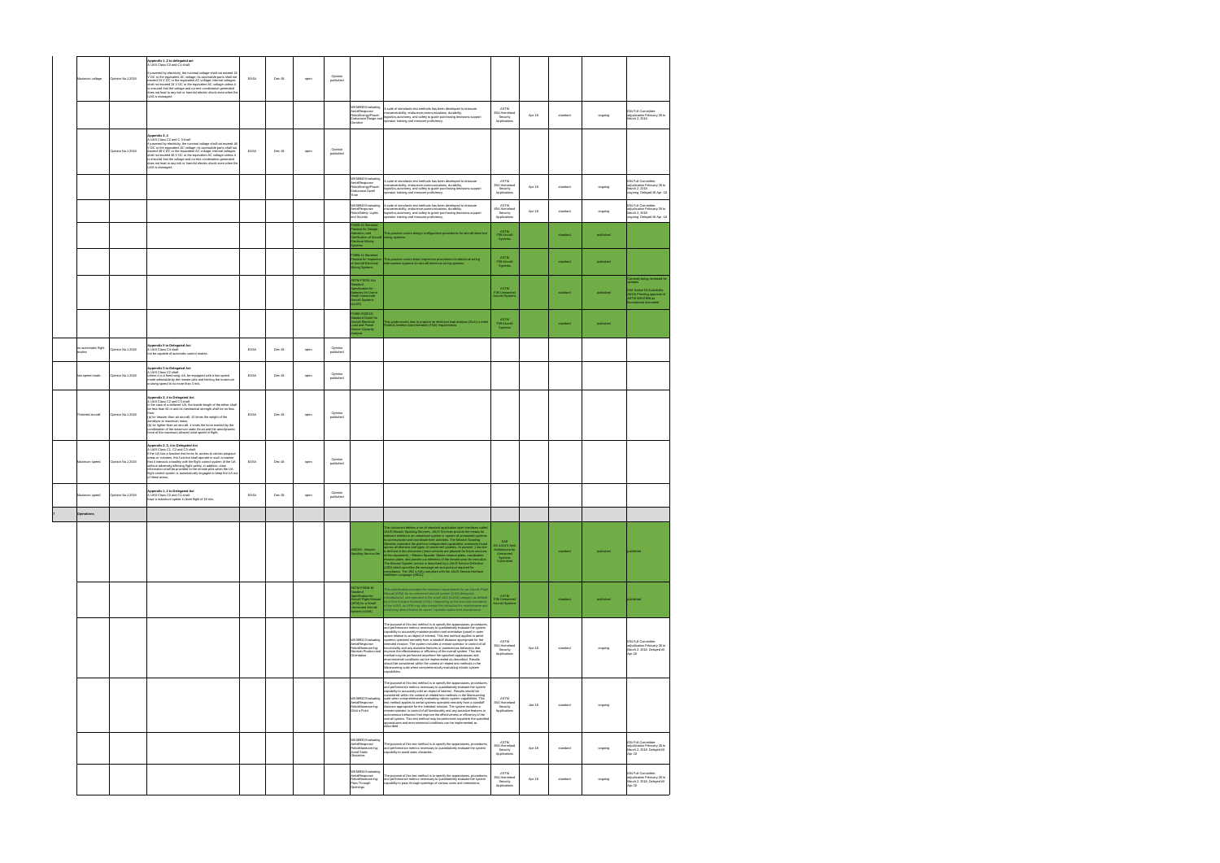| | | | | | | | | | | | | | | |
|---|---|---|---|---|---|---|---|---|---|---|---|---|---|---|
| | Maximum voltage | Opinion No.1/2018 | **Appendix 1, 2 to delegated act** A UAS Class C0 and C1 shall: If powered by electricity, the nominal voltage shall not exceed 24 V DC or the equivalent AC voltage; its accessible parts shall not exceed 24 V DC or the equivalent AC voltage; internal voltages shall not exceed 24 V DC or the equivalent AC voltage unless it is ensured that the voltage and current combination generated does not lead to any risk or harmful electric shock even when the UAS is damaged; | EASA | Dec 18 | open | Opinion published | | | | | | | |
| | | | | | | | | WK58939 Evaluating Aerial Response Robot Energy/Power: Endurance Range and Duration | A suite of standards test methods has been developed to measure maneuverability, endurance communications, durability, logistics autonomy, and safety to guide purchasing decisions support operator training and measure proficiency. | ASTM E54 Homeland Security Applications | Apr 18 | standard | ongoing | E54 Full Committee adjudication February 26 to March 2, 2018 |
| | | Opinion No.1/2018 | **Appendix 3, 4** A UAS Class C2 and C3 shall: If powered by electricity, the nominal voltage shall not exceed 48 V DC or the equivalent AC voltage; its accessible parts shall not exceed 48 V DC or the equivalent AC voltage; internal voltages shall not exceed 48 V DC or the equivalent AC voltage unless it is ensured that the voltage and current combination generated does not lead to any risk or harmful electric shock even when the UAS is damaged; | EASA | Dec 18 | open | Opinion published | | | | | | | |
| | | | | | | | | WK58940 Evaluating Aerial Response Robot Energy/Power: Endurance Dwell Time | A suite of standards test methods has been developed to measure maneuverability, endurance communications, durability, logistics autonomy, and safety to guide purchasing decisions support operator training and measure proficiency. | ASTM E54 Homeland Security Applications | Apr 18 | standard | ongoing | E54 Full Committee adjudication February 26 to March 2, 2018 ongoing. Delayed till Apr. 18 |
| | | | | | | | | WK58943 Evaluating Aerial Response Robot Safety: Lights and Sounds | A suite of standards test methods has been developed to measure maneuverability, endurance communications, durability, logistics autonomy, and safety to guide purchasing decisions support operator training and measure proficiency. | ASTM E54 Homeland Security Applications | Apr 18 | standard | ongoing | E54 Full Committee adjudication February 26 to March 2, 2018 ongoing. Delayed till Apr. 18 |
| | | | | | | | | F2696-14 Standard Practice for Design, Alteration, and Certification of Aircraft Electrical Wiring Systems | This practice covers design configuration procedures for aircraft electrical wiring systems. | ASTM F39 Aircraft Systems | | standard | published | |
| | | | | | | | | F2799-14 Standard Practice for Inspection of Aircraft Electrical Wiring Systems | This practice covers basic inspection procedures for electrical wiring interconnect systems for aircraft electrical wiring systems. | ASTM F39 Aircraft Systems | | standard | published | |
| | | | | | | | | ASTM F3005-14a Standard Specification for Batteries for Use in Small Unmanned Aircraft Systems (sUAS) | | ASTM F38 Unmanned Aircraft Systems | | standard | published | Currently being reviewed for updates. FAA Notice Of Availability (NOA) Pending approval of ASTM WK57659 as foundational document |
| | | | | | | | | F2490-05(2013) Standard Guide for Aircraft Electrical Load and Power Source Capacity Analysis | This guide covers how to prepare an electrical load analysis (ELA) to meet Federal Aviation Administration (FAA) requirements. | ASTM F39 Aircraft Systems | | standard | published | |
| | No automatic flight modes | Opinion No.1/2018 | **Appendix 5 to Delegated Act** A UAS Class C4 shall: not be capable of automatic control modes; | EASA | Dec 18 | open | Opinion published | | | | | | | |
| | low speed mode | Opinion No.1/2018 | **Appendix 3 to Delegated Act** A UAS Class C2 shall: unless it is a fixed-wing UA, be equipped with a low-speed mode selectable by the remote pilot and limiting the maximum cruising speed to no more than 3 m/s; | EASA | Dec 18 | open | Opinion published | | | | | | | |
| | Tethered aircraft | Opinion No.1/2018 | **Appendix 2, 3 to Delegated Act** A UAS Class C2 and C3 shall: in the case of a tethered UA, the tensile length of the tether shall be less than 50 m and its mechanical strength shall be no less than: (a) for heavier than air aircraft, 10 times the weight of the aerodyne at maximum mass; (b) for lighter than air aircraft, 4 times the force exerted by the combination of the maximum static thrust and the aerodynamic force of the maximum allowed wind speed in flight; | EASA | Dec 18 | open | Opinion published | | | | | | | |
| | Maximum speed | Opinion No.1/2018 | **Appendix 2, 3, 4 to Delegated Act** A UAS Class C1, C2 and C3 shall: If the UA has a function that limits its access to certain airspace areas or volumes, this function shall operate in such a manner that it interacts smoothly with the flight control system of the UA without adversely affecting flight safety; in addition, clear information shall be provided to the remote pilot when the UA flight control system is automatically engaged to keep the UA out of these areas; | EASA | Dec 18 | open | Opinion published | | | | | | | |
| | Maximum speed | Opinion No.1/2018 | **Appendix 1, 2 to Delegated Act** A UAS Class C0 and C1 shall: have a maximum speed in level flight of 19 m/s; | EASA | Dec 18 | open | Opinion published | | | | | | | |
| 7 | **Operations** | | | | | | | | | | | | | |
| | | | | | | | | AS6062 - Mission Spooling Services Set | This document defines a set of standard application layer interfaces called JAUS Mission Spooling Services. JAUS Services provide the means for software entities in an unmanned system or system of unmanned systems to communicate and coordinate their activities. The Mission Spooling Services represent the platform-independent capabilities commonly found across all domains and types of unmanned systems. At present, 1 service is defined in this document (more services are planned for future versions of this document): • Mission Spooler: Stores mission plans, coordinates mission plans, and parcels out elements of the mission plan for execution. The Mission Spooler service is described by a JAUS Service Definition (JSD) which specifies the message set and protocol required for compliance. The JSD is fully compliant with the JAUS Service Interface Definition Language (JSIDL). | SAE AS-4JAUS Joint Architecture for Unmanned Systems Committee | | standard | published | published |
| | | | | | | | | ASTM F2908-16 Standard Specification for Aircraft Flight Manual (AFM) for a Small Unmanned Aircraft System (sUAS) | This specification provides the minimum requirements for an Aircraft Flight Manual (AFM) for an unmanned aircraft system (UAS) designed, manufactured, and operated in the small UAS (sUAS) category as defined by a Civil Aviation Authority (CAA). Depending on structure and complexity of the sUAS an AFM may also contain the instruction for maintenance and continuing airworthiness for owner / operator within and maintenance. | ASTM F38 Unmanned Aircraft Systems | | standard | published | published |
| | | | | | | | | WK58931 Evaluating Aerial Response Robot Maneuvering: Maintain Position and Orientation | The purpose of this test method is to specify the apparatuses, procedures, and performance metrics necessary to quantitatively evaluate the system capability to accurately maintain position and orientation (pose) in open space relative to an object of interest. This test method applies to aerial systems operated remotely from a standoff distance appropriate for the intended mission. The system includes a remote operator in control of all functionality and any assistive features or autonomous behaviors that improve the effectiveness or efficiency of the overall system. This test method may be performed anywhere the specified apparatuses and environmental conditions can be implemented as described. Results should be considered within the context of related test methods in the Maneuvering suite when comprehensively evaluating robotic system capabilities. | ASTM E54 Homeland Security Applications | Apr 18 | standard | ongoing | E54 Full Committee adjudication February 26 to March 2, 2018. Delayed till Apr 18 |
| | | | | | | | | WK58932 Evaluating Aerial Response Robot Maneuvering: Orbit a Point | The purpose of this test method is to specify the apparatuses, procedures, and performance metrics necessary to quantitatively evaluate the system capability to accurately orbit an object of interest. Results should be considered within the context of related test methods in the Maneuvering suite when comprehensively evaluating robotic system capabilities. This test method applies to aerial systems operated remotely from a standoff distance appropriate for the intended mission. The system includes a remote operator in control of all functionality and any assistive features or autonomous behaviors that improve the effectiveness or efficiency of the overall system. This test method may be performed anywhere the specified apparatuses and environmental conditions can be implemented as described. | ASTM E54 Homeland Security Applications | Jan 18 | standard | ongoing | |
| | | | | | | | | WK58933 Evaluating Aerial Response Robot Maneuvering: Avoid Static Obstacles | The purpose of this test method is to specify the apparatuses, procedures, and performance metrics necessary to quantitatively evaluate the system capability to avoid static obstacles. | ASTM E54 Homeland Security Applications | Apr 18 | standard | ongoing | E54 Full Committee adjudication February 26 to March 2, 2018. Delayed till Apr 18 |
| | | | | | | | | WK58934 Evaluating Aerial Response Robot Maneuvering: Pass Through Openings | The purpose of this test method is to specify the apparatuses, procedures, and performance metrics necessary to quantitatively evaluate the system capability to pass through openings of various sizes and orientations. | ASTM E54 Homeland Security Applications | Apr 18 | standard | ongoing | E54 Full Committee adjudication February 26 to March 2, 2018. Delayed till Apr 18 |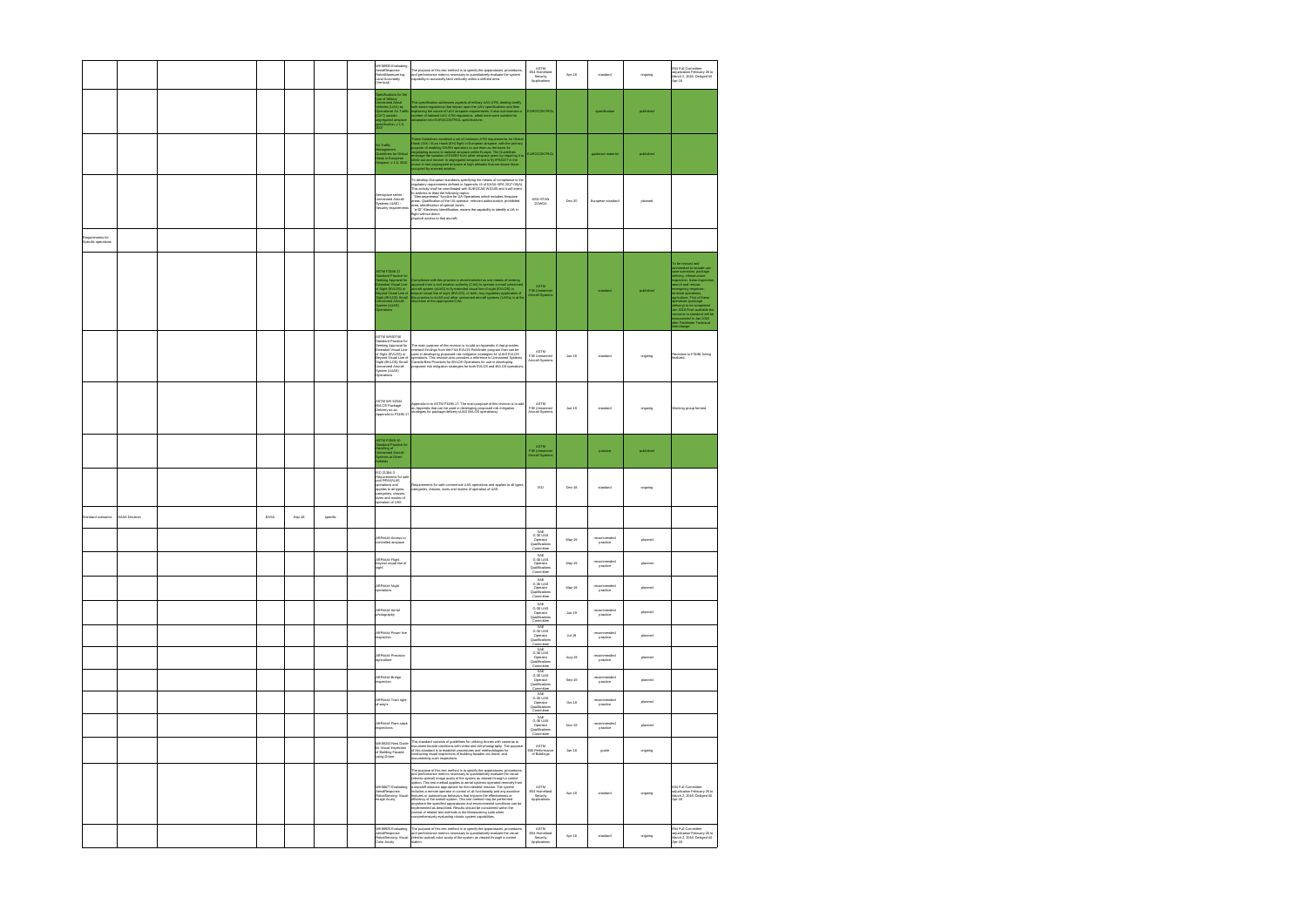| | | | | | | | | | | | | | |
|---|---|---|---|---|---|---|---|---|---|---|---|---|---|
| | | | | | | | WK58935 Evaluating Aerial Response Robot Maneuvering: Land Accurately (Vertical) | The purpose of this test method is to specify the apparatuses, procedures, and performance metrics necessary to quantitatively evaluate the system capability to accurately land vertically within a defined area. | ASTM E54 Homeland Security Applications | Apr-19 | standard | ongoing | E54 Full Committee adjudication February 26 to March 2, 2018. Delayed till Apr 18. |
| | | | | | | | Specifications for the Use of Military Unmanned Aerial Vehicles (UAV) as Operational Air Traffic (OAT) outside segregated airspace, Specification, v 1.0, 2007 | This specification addresses aspects of military UAV ATM, dealing briefly with extant regulations that impact upon the UAV specifications and then explaining the nature of UAV air space requirements. It also summarises a number of national UAV ATM regulations, albeit none were suitable for adaptation into EUROCONTROL specifications. | EUROCONTROL | | specification | published | |
| | | | | | | | Air Traffic Management Guidelines for Global Hawk in European Airspace, v 1.0, 2010 | These Guidelines establish a set of minimum ATM requirements for Global Hawk (GH) / Euro Hawk (EH) flight in European airspace, with the primary purpose of enabling GH/EH operators to use them as the basis for negotiating access to national airspace within Europe. The Guidelines envisage the isolation of GH/EH from other airspace users by requiring the climb out and recover in segregated airspace and to fly IFR/OAT in the cruise in non-segregated airspace at high altitudes that are above those occupied by manned aviation. | EUROCONTROL | | guidance material | published | |
| | | | | | | | Aerospace series - Unmanned Aircraft Systems (UAS) - Security requirements | To develop European standards specifying the means of compliance to the regulatory requirements defined in Appendix IX of EASA NPA 2017-05(A). This activity shall be coordinated with EUROCAE WG105 and it will intend to address at least the following topics:<br>- "Geo-awareness" function for UA Operations which includes Airspace areas, Qualification of the UA operator, relevant authorisation, prohibited area, identification of special zones;<br>- "e-ID" Electronic Identification, means the capability to identify a UA in flight without direct physical access to that aircraft. | ASD-STAN D5WG8 | Dec-20 | European standard | planned | |
| Requirements for Specific operations | | | | | | | | | | | | | |
| | | | | | | | ASTM F3196-17 Standard Practice for Seeking Approval for Extended Visual Line of Sight (EVLOS) or Beyond Visual Line of Sight (BVLOS) Small Unmanned Aircraft System (sUAS) Operations | Compliance with this practice is recommended as one means of seeking approval from a civil aviation authority (CAA) to operate a small unmanned aircraft system (sUAS) to fly extended visual line of sight (EVLOS) or beyond visual line of sight (BVLOS) or both. Any regulatory application of this practice to sUAS and other unmanned aircraft systems (UASs) is at the discretion of the appropriate CAA. | ASTM F38 Unmanned Aircraft Systems | | standard | published | To be revised and reformatted to include use case scenarios: package delivery, infrastructure inspection, linear inspection, search and rescue, emergency response, terminal operations, agriculture. First of these operations (package delivery) to be completed. Jan 2018 Risk outlook the revisions to standard will be incorporated in Jan 2018 after Pathfinder Technical report change. |
| | | | | | | | ASTM WK60738 Standard Practice for Seeking Approval for Extended Visual Line of Sight (EVLOS) or Beyond Visual Line of Sight (BVLOS) Small Unmanned Aircraft System (sUAS) Operations | The main purpose of this revision is to add an Appendix 4 that provides research findings from the FAA EVLOS Pathfinder program that can be used in developing proposed risk mitigation strategies for sUAS EVLOS operations. This revision also provides a reference to Unmanned Systems Canada Best Practices for BVLOS Operations for use in developing proposed risk mitigation strategies for both EVLOS and BVLOS operations. | ASTM F38 Unmanned Aircraft Systems | Jan-19 | standard | ongoing | Revisions to F3196 being finalized. |
| | | | | | | | ASTM WK-62344 BVLOS Package Delivery as an Appendix to F3196-17 | Appendix to ASTM F3196-17. The main purpose of this revision is to add an Appendix that can be used in developing proposed risk mitigation strategies for packages delivery sUAS BVLOS operations. | ASTM F38 Unmanned Aircraft Systems | Jan-19 | standard | ongoing | Working group formed. |
| | | | | | | | ASTM F3266-18 Standard Practice for Training of Unmanned Aircraft Systems at Green Airfields | | ASTM F38 Unmanned Aircraft Systems | | practice | published | |
| | | | | | | | ISO 21384-3 Requirements for safe commercial UAS operations and applies to all types, categories, classes, sizes and modes of operation of UAS | Requirements for safe commercial UAS operations and applies to all types, categories, classes, sizes and modes of operation of UAS. | ISO | Dec-18 | standard | ongoing | |
| Standard scenarios | EASA Decision | | | EASA | Sep-18 | specific | | | | | | | |
| | | | | | | | ARP####: Access to controlled airspace | | SAE G-30 UAS Operator Qualifications Committee | May-19 | recommended practice | planned | |
| | | | | | | | ARP####: Flight beyond visual line of sight | | SAE G-30 UAS Operator Qualifications Committee | May-19 | recommended practice | planned | |
| | | | | | | | ARP####: Night operations | | SAE G-30 UAS Operator Qualifications Committee | May-19 | recommended practice | planned | |
| | | | | | | | ARP####: Aerial photography | | SAE G-30 UAS Operator Qualifications Committee | Jun-19 | recommended practice | planned | |
| | | | | | | | ARP####: Power line inspection | | SAE G-30 UAS Operator Qualifications Committee | Jul-19 | recommended practice | planned | |
| | | | | | | | ARP####: Precision agriculture | | SAE G-30 UAS Operator Qualifications Committee | Aug-19 | recommended practice | planned | |
| | | | | | | | ARP####: Bridge inspection | | SAE G-30 UAS Operator Qualifications Committee | Sep-19 | recommended practice | planned | |
| | | | | | | | ARP####: Train right of way's | | SAE G-30 UAS Operator Qualifications Committee | Oct-19 | recommended practice | planned | |
| | | | | | | | ARP####: Flare stack inspections | | SAE G-30 UAS Operator Qualifications Committee | Nov-19 | recommended practice | planned | |
| | | | | | | | WK58243 New Guide for Visual Inspection of Building Facade using Drone | This standard consists of guidelines for utilizing drones with cameras to document facade conditions with video and still photography. The purpose of this standard is to establish procedures and methodologies for conducting visual inspections of building facades via drone and documenting such inspections. | ASTM E06 Performance of Buildings | Jan-19 | guide | ongoing | |
| | | | | | | | WK58677 Evaluating Aerial Response Robot Sensing: Visual Image Acuity | The purpose of this test method is to specify the apparatuses, procedures, and performance metrics necessary to quantitatively evaluate the visual (electro-optical) image acuity of the system as viewed through a control station. This test method applies to aerial systems operated remotely from a standoff distance appropriate for the intended mission. The system includes a remote operator in control of all functionality and any assistive features or autonomous behaviors that improve the effectiveness or efficiency of the overall system. This test method may be performed anywhere the specified apparatuses and environmental conditions can be implemented as described. Results should be considered within the context of related test methods in the Maneuvering suite when comprehensively evaluating robotic system capabilities. | ASTM E54 Homeland Security Applications | Apr-18 | standard | ongoing | E54 Full Committee adjudication February 26 to March 2, 2018. Delayed till Apr 18. |
| | | | | | | | WK58929 Evaluating Aerial Response Robot Sensing: Visual Color Acuity | The purpose of this test method is to specify the apparatuses, procedures, and performance metrics necessary to quantitatively evaluate the visual (electro-optical) color acuity of the system as viewed through a control station. | ASTM E54 Homeland Security Applications | Apr-18 | standard | ongoing | E54 Full Committee adjudication February 26 to March 2, 2018. Delayed till Apr 18. |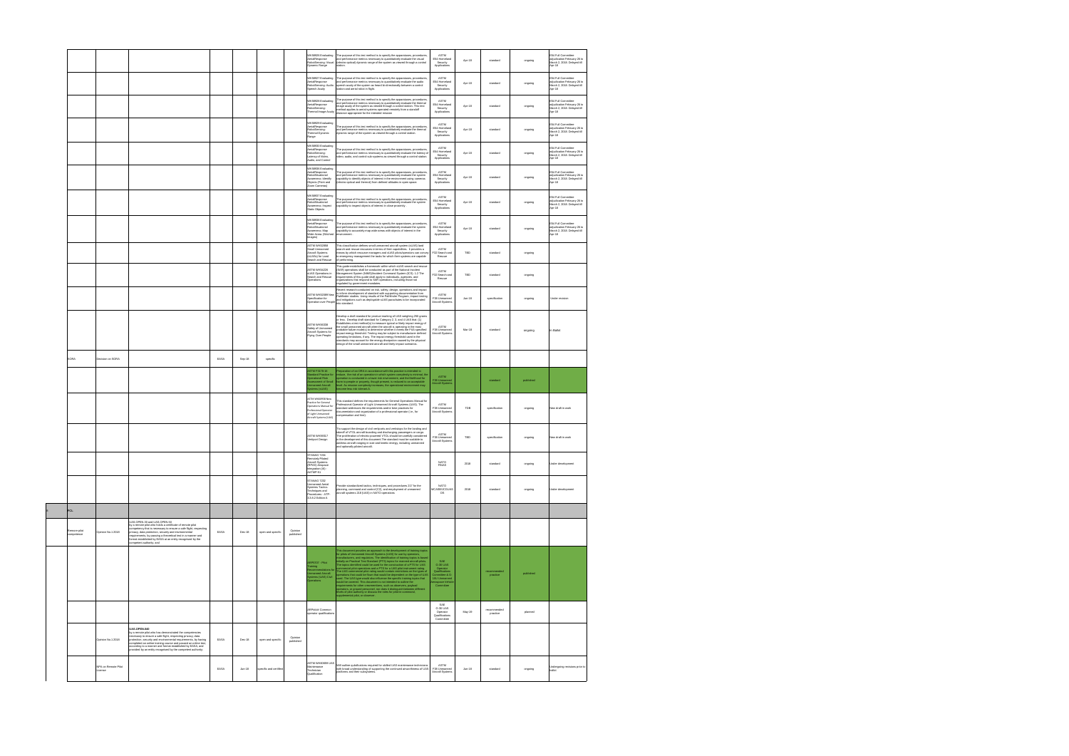| | | | | | | | | | | | | | | |
|---|---|---|---|---|---|---|---|---|---|---|---|---|---|---|
| | | | | | | | | WK58935 Evaluating Aerial Response Robot Sensing: Visual Dynamic Range | The purpose of this test method is to specify the apparatuses, procedures, and performance metrics necessary to quantitatively evaluate the visual (electro-optical) dynamic range of the system as viewed through a control station. | ASTM E54 Homeland Security Applications | Apr-18 | standard | ongoing | E54 Full Committee adjudication February 28 to March 2, 2018. Delayed till Apr-18 |
| | | | | | | | | WK58937 Evaluating Aerial Response Robot Sensing: Audio Speech Acuity | The purpose of this test method is to specify the apparatuses, procedures, and performance metrics necessary to quantitatively evaluate the audio speech acuity of the system as heard bi-directionally between a control station and aerial robot in flight. | ASTM E54 Homeland Security Applications | Apr-18 | standard | ongoing | E54 Full Committee adjudication February 28 to March 2, 2018. Delayed till Apr-18 |
| | | | | | | | | WK58938 Evaluating Aerial Response Robot Sensing: Thermal Image Acuity | The purpose of this test method is to specify the apparatuses, procedures, and performance metrics necessary to quantitatively evaluate the thermal image acuity of the system as viewed through a control station. This test method applies to aerial systems operated remotely from a standoff distance appropriate for the intended mission. | ASTM E54 Homeland Security Applications | Apr-18 | standard | ongoing | E54 Full Committee adjudication February 28 to March 2, 2018. Delayed till Apr-18 |
| | | | | | | | | WK58939 Evaluating Aerial Response Robot Sensing: Thermal Dynamic Range | The purpose of this test method is to specify the apparatuses, procedures, and performance metrics necessary to quantitatively evaluate the thermal dynamic range of the system as viewed through a control station. | ASTM E54 Homeland Security Applications | Apr-18 | standard | ongoing | E54 Full Committee adjudication February 28 to March 2, 2018. Delayed till Apr-18 |
| | | | | | | | | WK58940 Evaluating Aerial Response Robot Sensing: Latency of Video, Audio, and Control | The purpose of this test method is to specify the apparatuses, procedures, and performance metrics necessary to quantitatively evaluate the latency of video, audio, and control sub-systems as viewed through a control station. | ASTM E54 Homeland Security Applications | Apr-18 | standard | ongoing | E54 Full Committee adjudication February 28 to March 2, 2018. Delayed till Apr-18 |
| | | | | | | | | WK58936 Evaluating Aerial Response Robot Situational Awareness: Identify Objects (Point and Zoom Cameras) | The purpose of this test method is to specify the apparatuses, procedures, and performance metrics necessary to quantitatively evaluate the system capability to identify objects of interest in the environment using cameras (electro-optical and thermal) from defined altitudes in open space. | ASTM E54 Homeland Security Applications | Apr-18 | standard | ongoing | E54 Full Committee adjudication February 28 to March 2, 2018. Delayed till Apr-18 |
| | | | | | | | | WK58937 Evaluating Aerial Response Robot Situational Awareness: Inspect Static Objects | The purpose of this test method is to specify the apparatuses, procedures, and performance metrics necessary to quantitatively evaluate the system capability to inspect objects of interest in close proximity. | ASTM E54 Homeland Security Applications | Apr-18 | standard | ongoing | E54 Full Committee adjudication February 28 to March 2, 2018. Delayed till Apr-18 |
| | | | | | | | | WK58938 Evaluating Aerial Response Robot Situational Awareness: Map Wide Areas (Stitched Images) | The purpose of this test method is to specify the apparatuses, procedures, and performance metrics necessary to quantitatively evaluate the system capability to accurately map wide areas with objects of interest in the environment. | ASTM E54 Homeland Security Applications | Apr-18 | standard | ongoing | E54 Full Committee adjudication February 28 to March 2, 2018. Delayed till Apr-18 |
| | | | | | | | | ASTM WK52858 Small Unmanned Aircraft Systems (sUASs) for Land Search and Rescue | This classification defines small unmanned aircraft system (sUAS) land search and rescue resources in terms of their capabilities. It provides a means by which rescue managers and sUAS pilots/operators can convey to emergency management the tasks for which their systems are capable of performing. | ASTM F32 Search and Rescue | TBD | standard | ongoing | |
| | | | | | | | | ASTM WK54226 sUAS Operations in Search and Rescue Operations | This guide establishes a framework within which sUAS search and rescue (SAR) operations shall be conducted as part of the National Incident Management System (NIMS)/Incident Command System (ICS). 1.2 The requirements of this guide shall apply to individuals, agencies, and organizations that respond to SAR operations, including those not regulated by government mandates. | ASTM F32 Search and Rescue | TBD | standard | ongoing | |
| | | | | | | | | ASTM WK52089 New Specification for Operation over People | Recent research conducted on risk, safety, design, operations and impact to inform development of standard with supporting documentation from Pathfinder studies. Using results of the Pathfinder Program, impact testing and mitigations such as deployable sUAS parachutes to be incorporated into standard. | ASTM F38 Unmanned Aircraft Systems | Jun-18 | specification | ongoing | Under revision |
| | | | | | | | | ASTM WK56338 Safety of Unmanned Aircraft Systems for Flying Over People | Develop a draft standard for product marking of UAS weighing 250 grams or less. Develop draft standard for Category 2, 3, and 4 UAS that: (1) Establishes a test method(s) to measure typical or likely impact energy of the small unmanned aircraft when the aircraft is operating in the most probable failure mode(s) to determine whether it meets the FAA specified impact energy threshold. Testing may be subject to manufacturer defined operating limitations, if any. The impact energy threshold used in the standards may account for the energy dissipation caused by the physical design of the small unmanned aircraft and likely impact scenarios. | ASTM F38 Unmanned Aircraft Systems | Mar-18 | standard | ongoing | In Ballot |
| | SORA | Decision on SORA | | EASA | Sep-18 | specific | | | | | | | | |
| | | | | | | | | ASTM F3178-16 Standard Practice for Operational Risk Assessment of Small Unmanned Aircraft Systems (sUAS) | Preparation of an ORA in accordance with this practice is intended to ensure that the risk of an operation to which system complying is incurred, the operation is conducted to protect the environment, and the likelihood for harm to people or property, though present, is reduced to an acceptable level. As mission complexity increases, the operational environment may become less risk tolerant. | ASTM F38 Unmanned Aircraft Systems | | standard | published | |
| | | | | | | | | ASTM WK58894 New Practice for General Operations Manual for Professional Operator of Light Unmanned Aircraft Systems (UAS) | This standard defines the requirements for General Operations Manual for Professional Operator of Light Unmanned Aircraft Systems (UAS). The standard addresses the requirements and/or best practices for documentation and organization of a professional operator (i.e., for compensation and hire). | ASTM F38 Unmanned Aircraft Systems | TDB | specification | ongoing | New draft in work |
| | | | | | | | | ASTM WK59317 Vertiport Design | To support the design of civil vertiports and vertistops for the landing and takeoff of VTOL aircraft boarding and discharging passengers or cargo. The proliferation of electric-powered VTOL should be carefully considered in the development of this document. The standard must be scalable to address aircraft ranging in size and kinetic energy, including unmanned and optionally piloted aircraft. | ASTM F38 Unmanned Aircraft Systems | TBD | specification | ongoing | New draft in work |
| | | | | | | | | STANAG 7234 Remotely Piloted Aircraft Systems (RPAS) Airspace Integration (AI) - AETP-11 | | NATO FINAS | 2018 | standard | ongoing | Under development |
| | | | | | | | | STANAG 7232 Unmanned Aerial Systems Tactics Techniques and Procedures - ATP-3.3.8.2 Edition A | Provide standardized tactics, techniques, and procedures (TTP) for the planning, command and control (C2), and employment of unmanned aircraft systems (UAS) in NATO operations. | NATO MCASB/JCGUAS | 2018 | standard | ongoing | Under development |
| 8 | FCL | | | | | | | | | | | | | |
| | Remote pilot competence | Opinion No.1/2018 | UAS.OPEN.30 and UAS.OPEN.50 by a remote pilot who holds a certificate of remote pilot competency that is necessary to ensure a safe flight, respecting privacy, data protection, security and environmental requirements, by passing a theoretical test in a manner and format established by EASA at an entity recognised by the competent authority; and | EASA | Dec-18 | open and specific | Opinion published | | | | | | | |
| | | | | | | | | ARP5707 - Pilot Training Recommendations for Unmanned Aircraft Systems (UAS) Civil Operations | This document provides an approach to the development of training topics for pilots of Unmanned Aircraft Systems (UAS) for use by operators, manufacturers, and regulators. The identification of training topics is based initially on Practical Test Standard (PTS) topics for manned aircraft pilots. The topics identified could be used for the construction of a PTS for UAS commercial pilot operations and a PTS for a UAS pilot instrument rating. The UAS commercial pilot rating would contain restrictions on the types of operations that could be flown that would be dependent on the type of UAS flown. The UAS type would also influence the specific training topics that would be covered. This document is not intended to outline the requirements for other crewmembers, such as observers, payload operators, to ground personnel, nor does it distinguish between different levels of pilot authority or discuss the roles for pilot in command, supplemental pilot, or crewmember. | SAE G-10 UAS Operator Qualifications Committee & G-10 Unmanned Aerospace Vehicle Committee | | recommended practice | published | |
| | | | | | | | | ARPxxxx Common operator qualifications | | SAE G-10 UAS Operator Qualifications Committee | May-19 | recommended practice | planned | |
| | | Opinion No.1/2018 | UAS.OPEN.040 by a remote pilot who has demonstrated the competencies necessary to ensure a safe flight, respecting privacy, data protection, security and environmental requirements, by having completed an online training course and passed an online test. According to a manner and format established by EASA and provided by an entity recognised by the competent authority; | EASA | Dec-18 | open and specific | Opinion published | | | | | | | |
| | | NPA on Remote Pilot License | | EASA | Jan-19 | specific and certified | | ASTM WK60088 UAS Maintenance Technician Qualification | Will outline qualifications required for skilled UAS maintenance technicians with broad understanding of supporting the continued airworthiness of UAS platforms and their subsystems. | ASTM F38 Unmanned Aircraft Systems | Jun-18 | standard | ongoing | Undergoing revisions prior to ballot |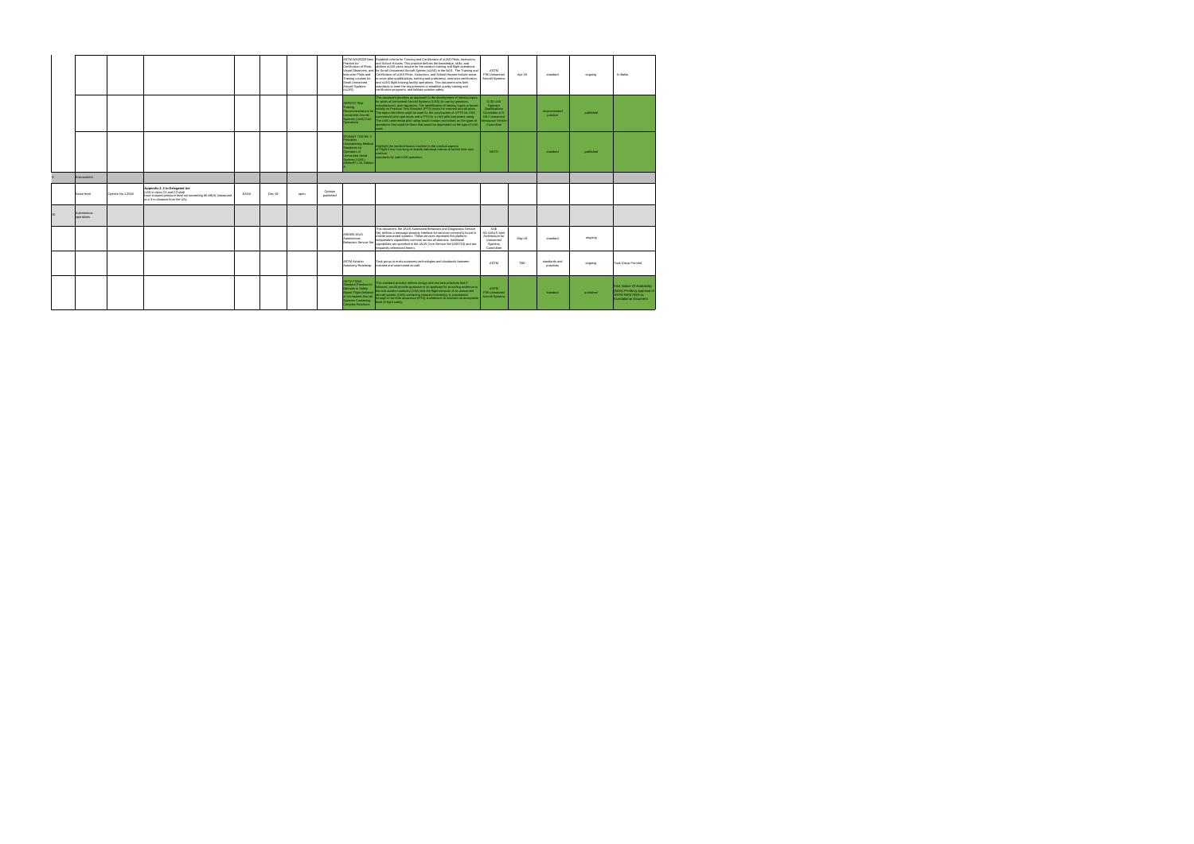| | | | | | | | | | | | | | | |
|---|---|---|---|---|---|---|---|---|---|---|---|---|---|---|
| | | | | | | | | ASTM WK29229 New Practice for Certification of Pilots, Visual Observers, and Instructor Pilots and Training courses for Small Unmanned Aircraft Systems (sUAS) | Establish criteria for Training and Certification of sUAS Pilots, Instructors, and School Houses. This practice defines the knowledge, skills, and abilities of sUAS pilots require for the conduct training and flight operations for Small Unmanned Aircraft Systems (sUAS) in the NAS. The Training and Certification of sUAS Pilots, Instructors, and School Houses include areas to cover pilot qualifications, training and proficiency, instructor certification, and sUAS flight training facility operations. This document sets forth standards to meet the requirements to establish quality training and certification programs, and facilitate aviation safety. | ASTM F38 Unmanned Aircraft Systems | Apr-18 | standard | ongoing | In Ballot |
| | | | | | | | | ARP5707 Pilot Training Recommendations for Unmanned Aircraft Systems (UAS) Civil Operations | This document provides an approach to the development of training topics for pilots of Unmanned Aircraft Systems (UAS) for use by operators, manufacturers, and regulators. The identification of training topics is based initially on Practical Test Standard (PTS) topics for manned aircraft pilots. The topics identified could be used for the construction of a PTS for UAS commercial pilot operations and a PTS for a UAS pilot instrument rating. The UAS commercial pilot rating would contain restrictions on the types of operations that could be flown that would be dependent on the type of UAS used. | G-10 UAS Operator Qualifications Committee & G-10U Unmanned Aerospace Vehicle Committee | | recommended practice | published | |
| | | | | | | | | STANAG 7192 Ed. 1 Principles Outstanding Medical Standards for Operators of Unmanned Aerial Systems (UAS) - AMedP-1.25 Edition | Highlight the medical factors involved in the medical aspects of Flight Crew Licensing to enable individual nations to further their own medical standards for safe UAS operation. | NATO | | standard | published | |
| 9 | Environment | | | | | | | | | | | | | |
| | Noise level | Opinion No 1/2018 | **Appendix 2, 3 to Delegated Act** UAS in class C2 and C3 shall have a sound pressure level not exceeding 60 dB(A) (measured at a 3 m distance from the UA) | EASA | Dec-18 | open | Opinion published | | | | | | | |
| 10 | Autonomous operations | | | | | | | | | | | | | |
| | | | | | | | | AS6696 JAUS Autonomous Behaviors Service Set | This document, the JAUS Automated Behaviors and Diagnostics Service Set, defines a message-passing interface for services commonly found in mobile unmanned systems. These services represent the platform-independent capabilities common across all domains. Additional capabilities are specified in the JAUS Core Service Set (AS5710) and are frequently referenced herein. | SAE AS-4JAUS Joint Architecture for Unmanned Systems Committee | May-19 | standard | ongoing | |
| | | | | | | | | ASTM Aviation Autonomy Roadmap | Task group to study autonomy technologies and standards between manned and unmanned aircraft. | ASTM | TBD | standards and practices | ongoing | Task Group Formed |
| | | | | | | | | ASTM F3269 Standard Practice for Methods to Safely Bound Flight Behavior of Unmanned Aircraft Systems Containing Complex Functions | This standard practice defines design and test best practices that if followed, would provide guidance to an applicant for providing evidence to the civil aviation authority (CAA) that the flight behavior of an unmanned aircraft system (UAS) containing complex function(s) is constrained through a run-time assurance (RTA) architecture to maintain an acceptable level of flight safety. | ASTM F38 Unmanned Aircraft Systems | | standard | published | FAA Notice Of Availability (NOA) Pending approval of ASTM WK57659 as foundational document |